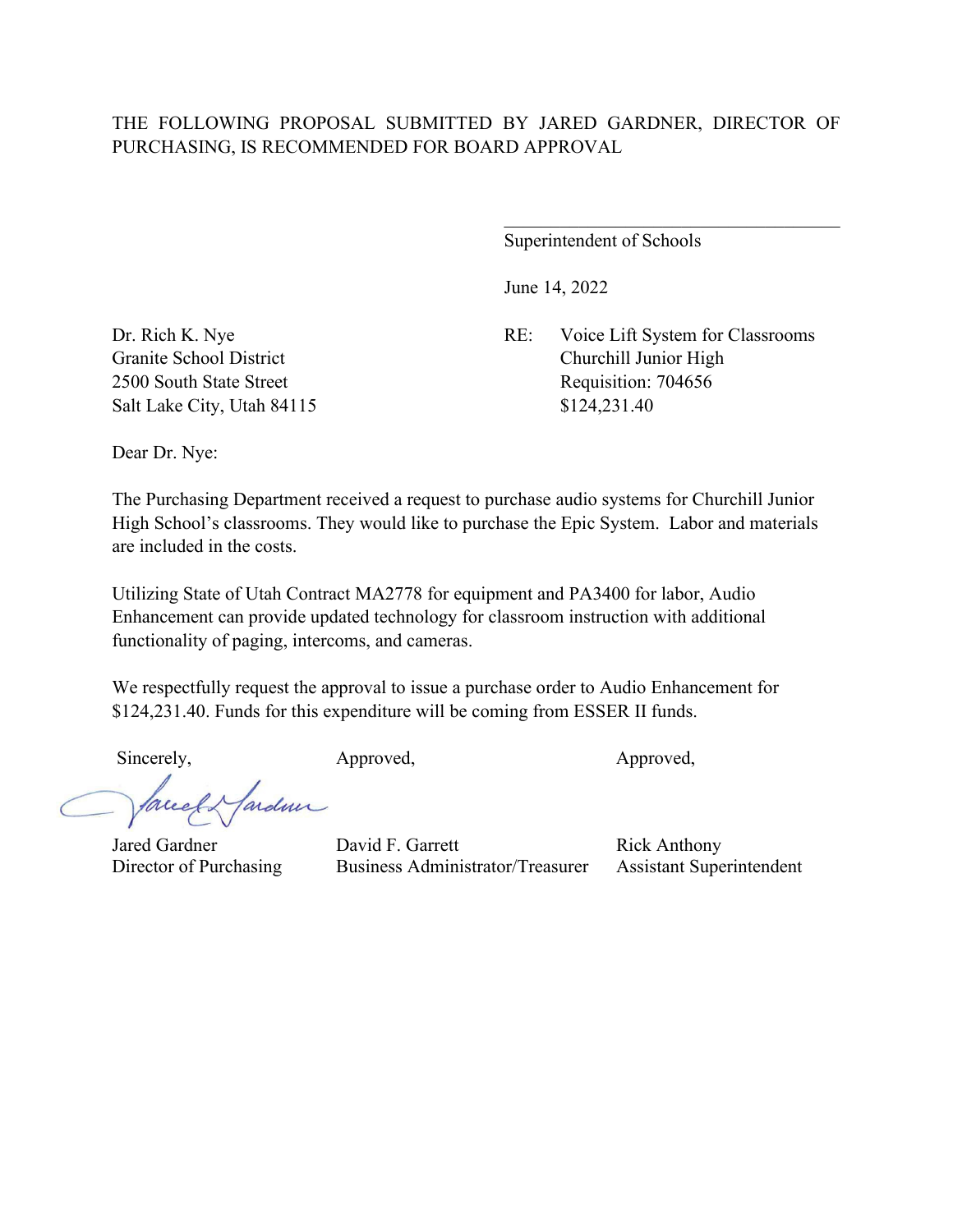THE FOLLOWING PROPOSAL SUBMITTED BY JARED GARDNER, DIRECTOR OF PURCHASING, IS RECOMMENDED FOR BOARD APPROVAL

\_\_\_\_\_\_\_\_\_\_\_\_\_\_\_\_\_\_\_\_\_\_\_\_\_\_\_\_\_\_\_\_\_\_\_\_

Superintendent of Schools

June 14, 2022

Dr. Rich K. Nye
Granite School District
2500 South State Street
Salt Lake City, Utah 84115

RE: Voice Lift System for Classrooms
Churchill Junior High
Requisition: 704656
$124,231.40

Dear Dr. Nye:

The Purchasing Department received a request to purchase audio systems for Churchill Junior High School's classrooms. They would like to purchase the Epic System. Labor and materials are included in the costs.

Utilizing State of Utah Contract MA2778 for equipment and PA3400 for labor, Audio Enhancement can provide updated technology for classroom instruction with additional functionality of paging, intercoms, and cameras.

We respectfully request the approval to issue a purchase order to Audio Enhancement for $124,231.40. Funds for this expenditure will be coming from ESSER II funds.

| Sincerely, | Approved, | Approved, |
|---|---|---|
| Jared Gardner | David F. Garrett | Rick Anthony |
| Director of Purchasing | Business Administrator/Treasurer | Assistant Superintendent |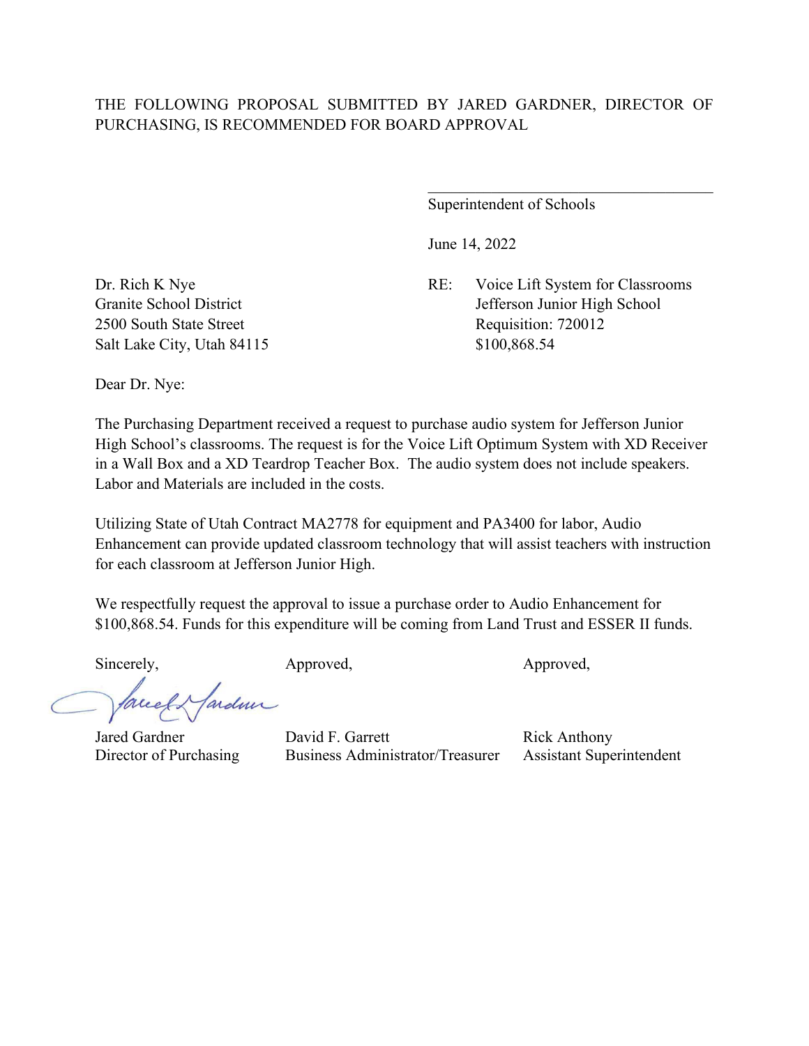THE FOLLOWING PROPOSAL SUBMITTED BY JARED GARDNER, DIRECTOR OF PURCHASING, IS RECOMMENDED FOR BOARD APPROVAL

\_\_\_\_\_\_\_\_\_\_\_\_\_\_\_\_\_\_\_\_\_\_\_\_\_\_\_\_\_\_\_\_\_\_\_\_
Superintendent of Schools

June 14, 2022

Dr. Rich K Nye
Granite School District
2500 South State Street
Salt Lake City, Utah 84115

RE: Voice Lift System for Classrooms
Jefferson Junior High School
Requisition: 720012
$100,868.54

Dear Dr. Nye:

The Purchasing Department received a request to purchase audio system for Jefferson Junior High School's classrooms. The request is for the Voice Lift Optimum System with XD Receiver in a Wall Box and a XD Teardrop Teacher Box. The audio system does not include speakers. Labor and Materials are included in the costs.

Utilizing State of Utah Contract MA2778 for equipment and PA3400 for labor, Audio Enhancement can provide updated classroom technology that will assist teachers with instruction for each classroom at Jefferson Junior High.

We respectfully request the approval to issue a purchase order to Audio Enhancement for $100,868.54. Funds for this expenditure will be coming from Land Trust and ESSER II funds.

| Sincerely, | Approved, | Approved, |
|---|---|---|
| Jared Gardner<br>Director of Purchasing | David F. Garrett<br>Business Administrator/Treasurer | Rick Anthony<br>Assistant Superintendent |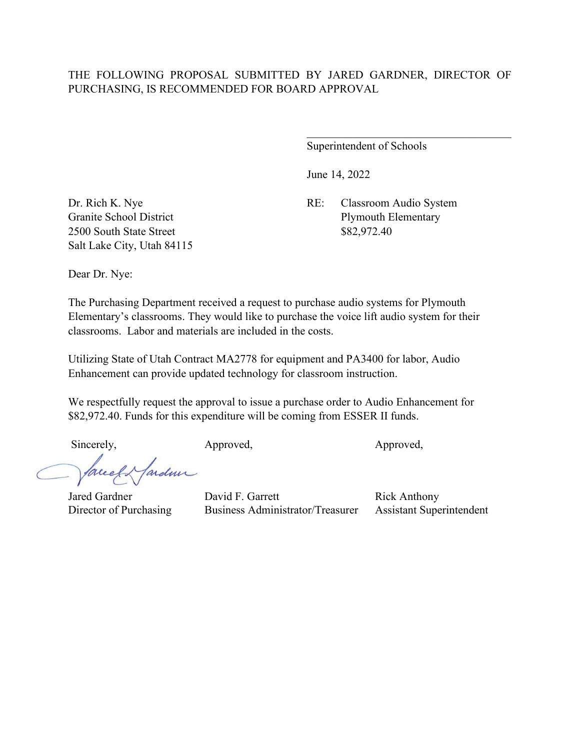THE FOLLOWING PROPOSAL SUBMITTED BY JARED GARDNER, DIRECTOR OF PURCHASING, IS RECOMMENDED FOR BOARD APPROVAL

\_\_\_\_\_\_\_\_\_\_\_\_\_\_\_\_\_\_\_\_\_\_\_\_\_\_\_\_\_\_\_\_\_\_\_\_

Superintendent of Schools

June 14, 2022

Dr. Rich K. Nye
Granite School District
2500 South State Street
Salt Lake City, Utah 84115

RE: Classroom Audio System
Plymouth Elementary
$82,972.40

Dear Dr. Nye:

The Purchasing Department received a request to purchase audio systems for Plymouth Elementary's classrooms. They would like to purchase the voice lift audio system for their classrooms. Labor and materials are included in the costs.

Utilizing State of Utah Contract MA2778 for equipment and PA3400 for labor, Audio Enhancement can provide updated technology for classroom instruction.

We respectfully request the approval to issue a purchase order to Audio Enhancement for $82,972.40. Funds for this expenditure will be coming from ESSER II funds.

| Sincerely, | Approved, | Approved, |
|---|---|---|
| Jared Gardner | David F. Garrett | Rick Anthony |
| Director of Purchasing | Business Administrator/Treasurer | Assistant Superintendent |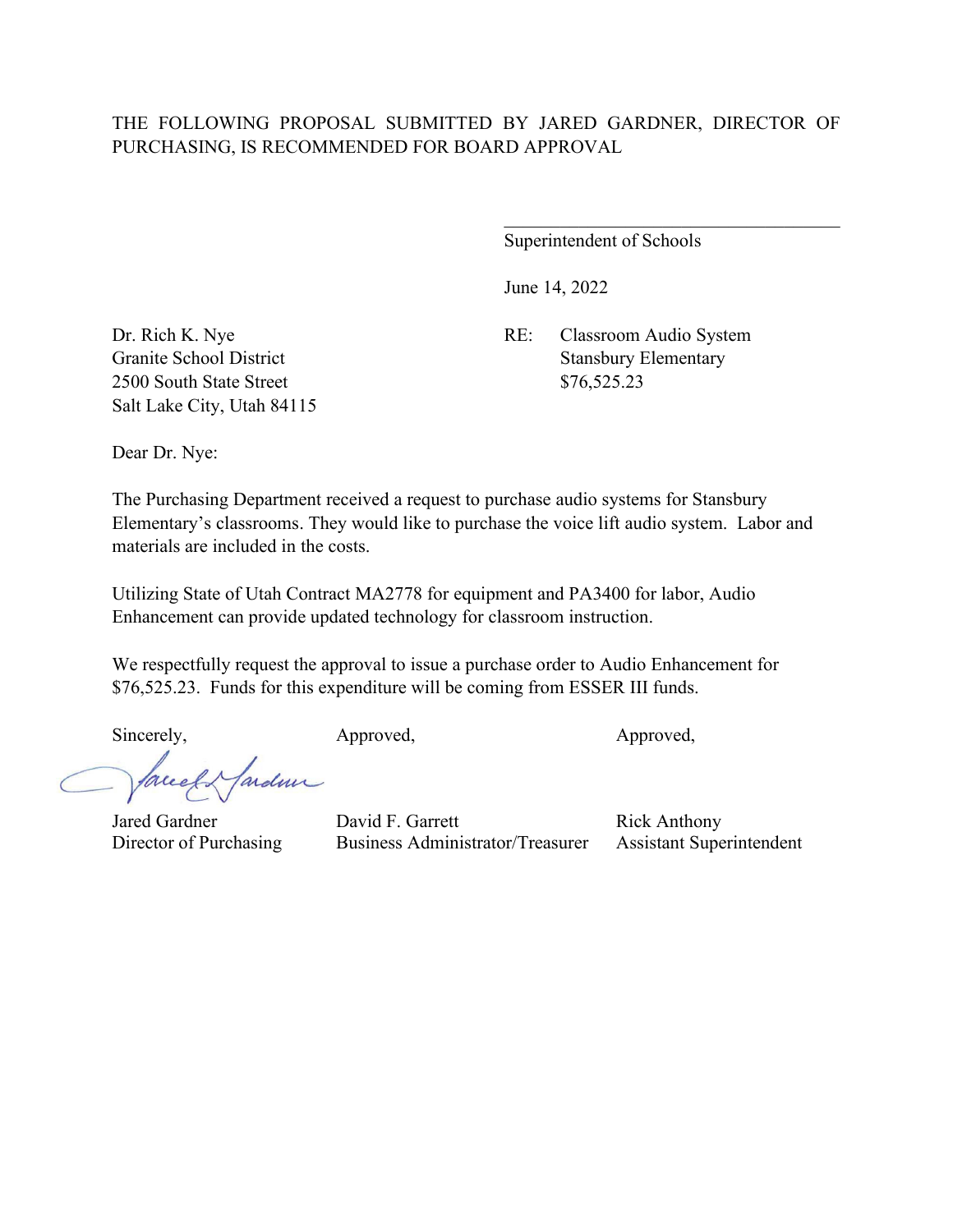THE FOLLOWING PROPOSAL SUBMITTED BY JARED GARDNER, DIRECTOR OF PURCHASING, IS RECOMMENDED FOR BOARD APPROVAL

\_\_\_\_\_\_\_\_\_\_\_\_\_\_\_\_\_\_\_\_\_\_\_\_\_\_\_\_\_\_\_\_\_\_\_\_\_\_

Superintendent of Schools

June 14, 2022

Dr. Rich K. Nye
Granite School District
2500 South State Street
Salt Lake City, Utah 84115

RE: Classroom Audio System
Stansbury Elementary
$76,525.23

Dear Dr. Nye:

The Purchasing Department received a request to purchase audio systems for Stansbury Elementary's classrooms. They would like to purchase the voice lift audio system. Labor and materials are included in the costs.

Utilizing State of Utah Contract MA2778 for equipment and PA3400 for labor, Audio Enhancement can provide updated technology for classroom instruction.

We respectfully request the approval to issue a purchase order to Audio Enhancement for $76,525.23. Funds for this expenditure will be coming from ESSER III funds.

| Sincerely, | Approved, | Approved, |
|---|---|---|
| Jared Gardner | David F. Garrett | Rick Anthony |
| Director of Purchasing | Business Administrator/Treasurer | Assistant Superintendent |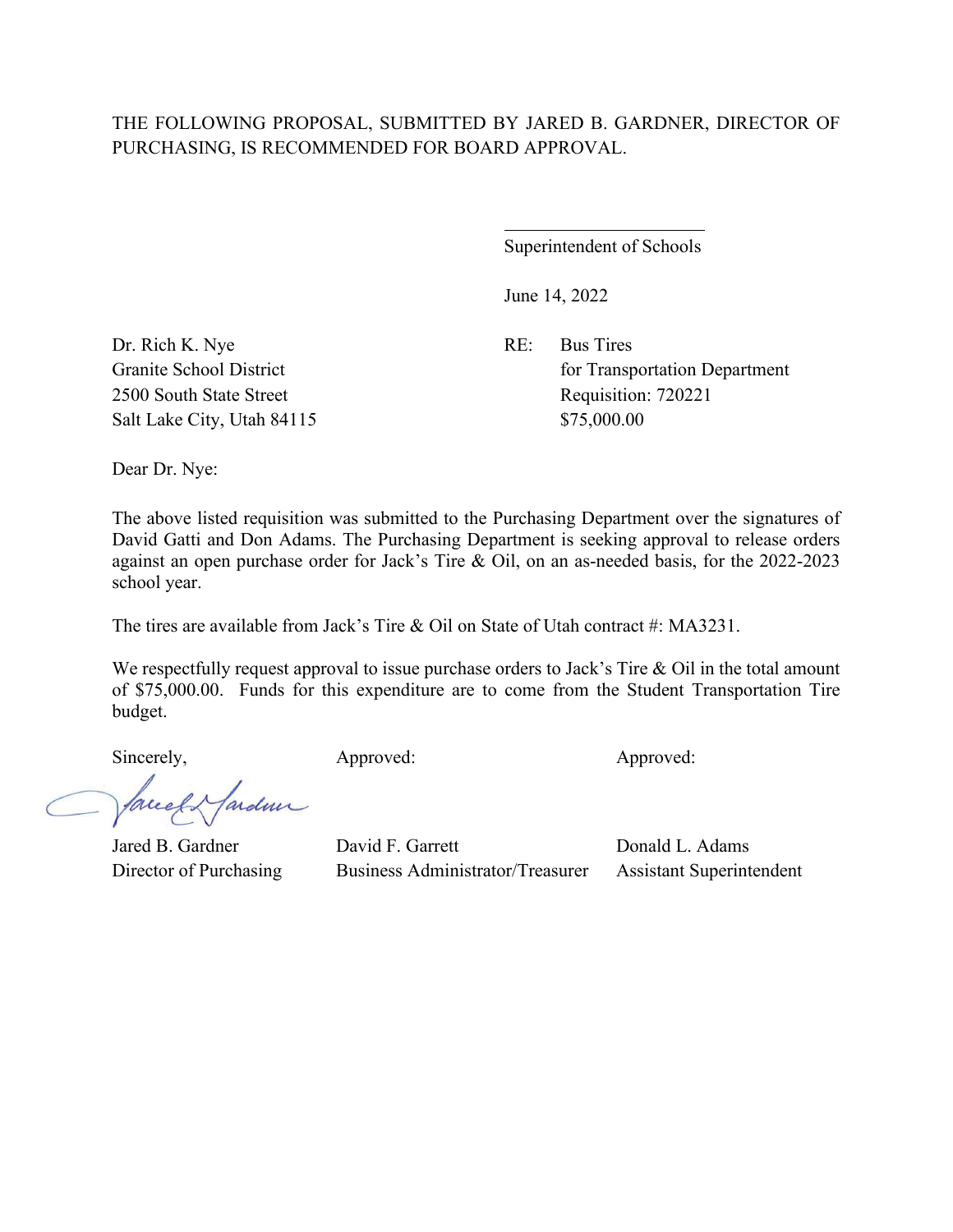THE FOLLOWING PROPOSAL, SUBMITTED BY JARED B. GARDNER, DIRECTOR OF PURCHASING, IS RECOMMENDED FOR BOARD APPROVAL.

\_\_\_\_\_\_\_\_\_\_\_\_\_\_\_\_\_\_\_\_\_\_\_\_

Superintendent of Schools

June 14, 2022

Dr. Rich K. Nye
Granite School District
2500 South State Street
Salt Lake City, Utah 84115

RE: Bus Tires
for Transportation Department
Requisition: 720221
$75,000.00

Dear Dr. Nye:

The above listed requisition was submitted to the Purchasing Department over the signatures of David Gatti and Don Adams. The Purchasing Department is seeking approval to release orders against an open purchase order for Jack's Tire & Oil, on an as-needed basis, for the 2022-2023 school year.

The tires are available from Jack's Tire & Oil on State of Utah contract #: MA3231.

We respectfully request approval to issue purchase orders to Jack's Tire & Oil in the total amount of $75,000.00. Funds for this expenditure are to come from the Student Transportation Tire budget.

| Sincerely, | Approved: | Approved: |
|---|---|---|
| Jared B. Gardner | David F. Garrett | Donald L. Adams |
| Director of Purchasing | Business Administrator/Treasurer | Assistant Superintendent |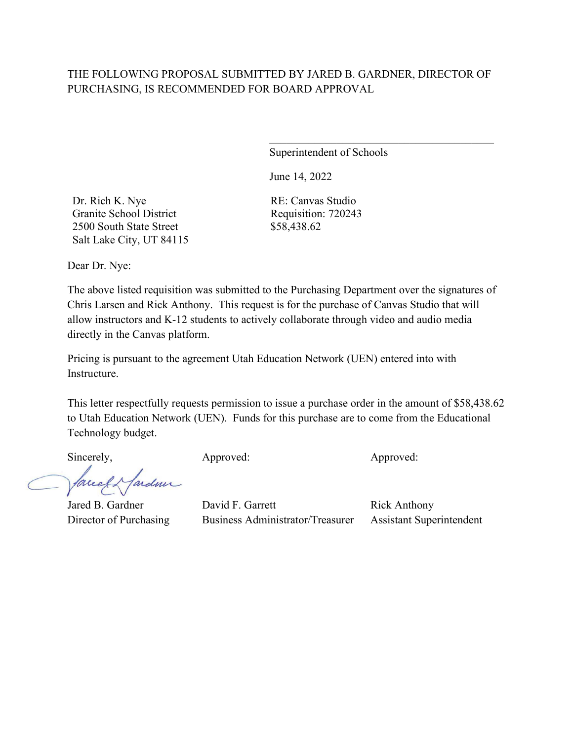THE FOLLOWING PROPOSAL SUBMITTED BY JARED B. GARDNER, DIRECTOR OF PURCHASING, IS RECOMMENDED FOR BOARD APPROVAL

\_\_\_\_\_\_\_\_\_\_\_\_\_\_\_\_\_\_\_\_\_\_\_\_\_\_\_\_\_\_\_\_\_\_\_\_\_\_\_\_

Superintendent of Schools

June 14, 2022

Dr. Rich K. Nye
Granite School District
2500 South State Street
Salt Lake City, UT 84115

RE: Canvas Studio
Requisition: 720243
$58,438.62

Dear Dr. Nye:

The above listed requisition was submitted to the Purchasing Department over the signatures of Chris Larsen and Rick Anthony. This request is for the purchase of Canvas Studio that will allow instructors and K-12 students to actively collaborate through video and audio media directly in the Canvas platform.

Pricing is pursuant to the agreement Utah Education Network (UEN) entered into with Instructure.

This letter respectfully requests permission to issue a purchase order in the amount of $58,438.62 to Utah Education Network (UEN). Funds for this purchase are to come from the Educational Technology budget.

| Sincerely, | Approved: | Approved: |
|---|---|---|
| Jared B. Gardner | David F. Garrett | Rick Anthony |
| Director of Purchasing | Business Administrator/Treasurer | Assistant Superintendent |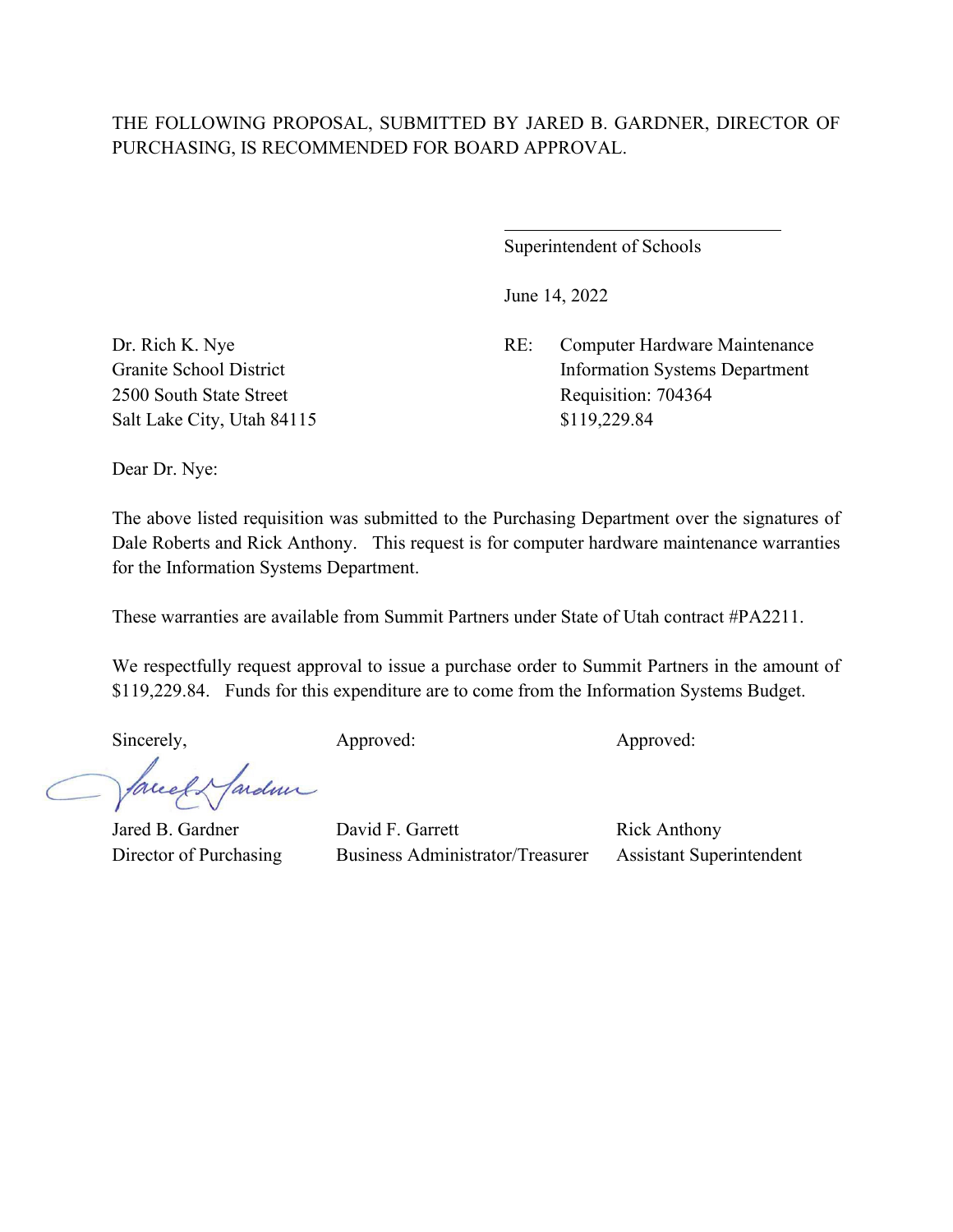THE FOLLOWING PROPOSAL, SUBMITTED BY JARED B. GARDNER, DIRECTOR OF PURCHASING, IS RECOMMENDED FOR BOARD APPROVAL.

\_\_\_\_\_\_\_\_\_\_\_\_\_\_\_\_\_\_\_\_\_\_\_\_\_\_\_\_\_\_

Superintendent of Schools

June 14, 2022

Dr. Rich K. Nye
Granite School District
2500 South State Street
Salt Lake City, Utah 84115

RE: Computer Hardware Maintenance
Information Systems Department
Requisition: 704364
$119,229.84

Dear Dr. Nye:

The above listed requisition was submitted to the Purchasing Department over the signatures of Dale Roberts and Rick Anthony. This request is for computer hardware maintenance warranties for the Information Systems Department.

These warranties are available from Summit Partners under State of Utah contract #PA2211.

We respectfully request approval to issue a purchase order to Summit Partners in the amount of $119,229.84. Funds for this expenditure are to come from the Information Systems Budget.

| Sincerely, | Approved: | Approved: |
|---|---|---|
| Jared B. Gardner | David F. Garrett | Rick Anthony |
| Director of Purchasing | Business Administrator/Treasurer | Assistant Superintendent |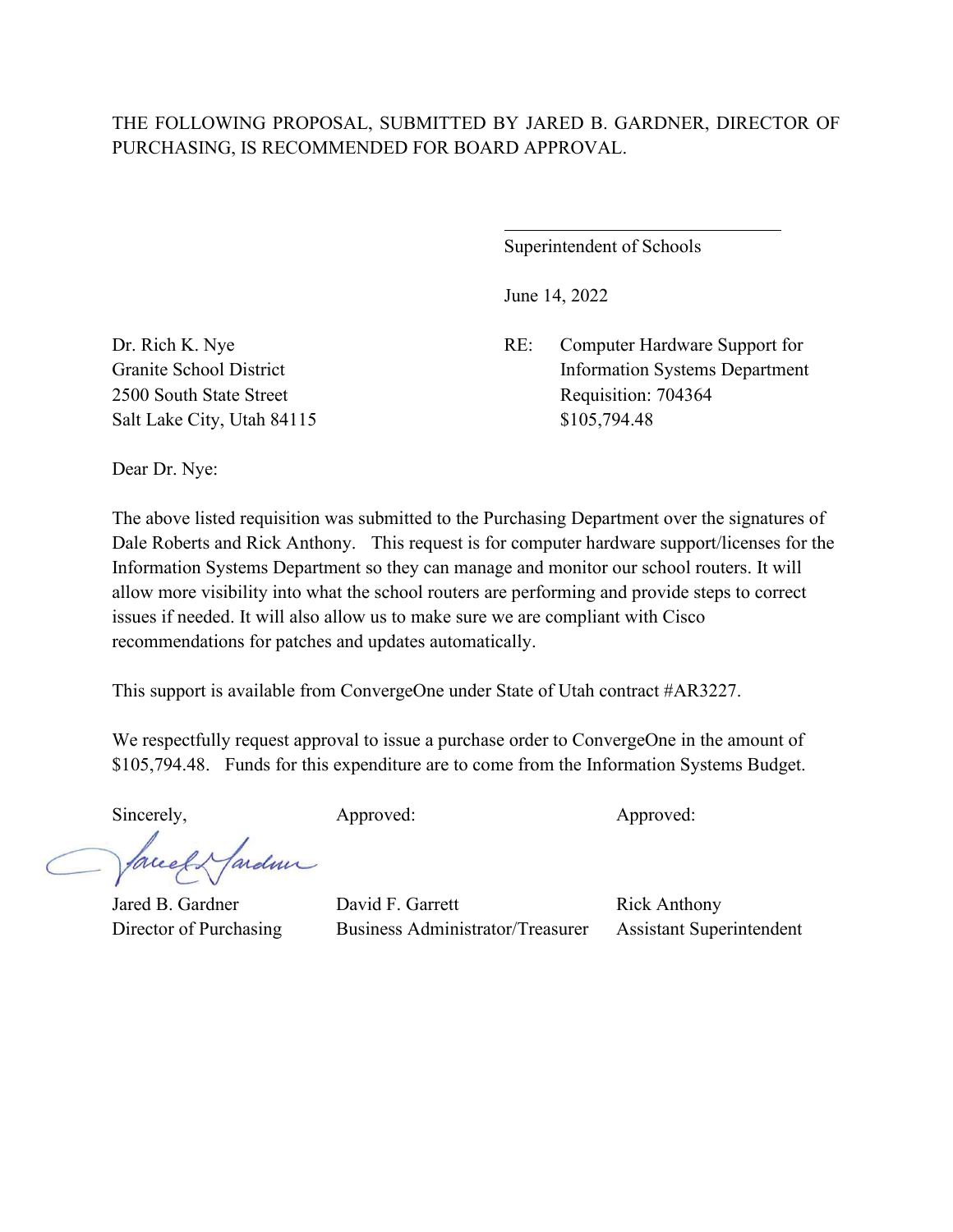THE FOLLOWING PROPOSAL, SUBMITTED BY JARED B. GARDNER, DIRECTOR OF PURCHASING, IS RECOMMENDED FOR BOARD APPROVAL.

\_\_\_\_\_\_\_\_\_\_\_\_\_\_\_\_\_\_\_\_\_\_\_\_\_\_\_\_\_\_

Superintendent of Schools

June 14, 2022

Dr. Rich K. Nye
Granite School District
2500 South State Street
Salt Lake City, Utah 84115

RE: Computer Hardware Support for Information Systems Department
Requisition: 704364
$105,794.48

Dear Dr. Nye:

The above listed requisition was submitted to the Purchasing Department over the signatures of Dale Roberts and Rick Anthony. This request is for computer hardware support/licenses for the Information Systems Department so they can manage and monitor our school routers. It will allow more visibility into what the school routers are performing and provide steps to correct issues if needed. It will also allow us to make sure we are compliant with Cisco recommendations for patches and updates automatically.

This support is available from ConvergeOne under State of Utah contract #AR3227.

We respectfully request approval to issue a purchase order to ConvergeOne in the amount of $105,794.48. Funds for this expenditure are to come from the Information Systems Budget.

| Sincerely, | Approved: | Approved: |
|---|---|---|
| Jared B. Gardner | David F. Garrett | Rick Anthony |
| Director of Purchasing | Business Administrator/Treasurer | Assistant Superintendent |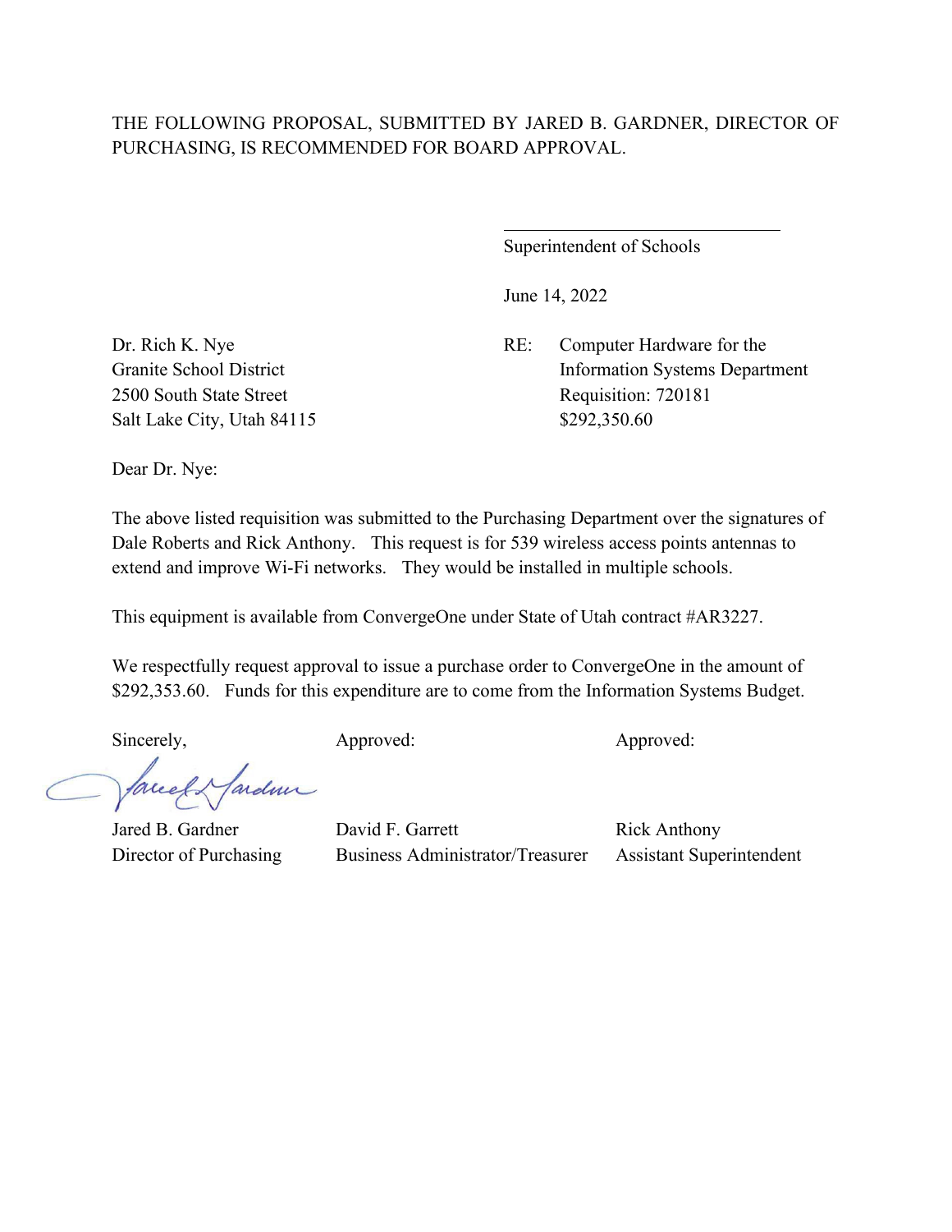THE FOLLOWING PROPOSAL, SUBMITTED BY JARED B. GARDNER, DIRECTOR OF PURCHASING, IS RECOMMENDED FOR BOARD APPROVAL.

\_\_\_\_\_\_\_\_\_\_\_\_\_\_\_\_\_\_\_\_\_\_\_\_\_\_\_\_\_\_\_\_

Superintendent of Schools

June 14, 2022

Dr. Rich K. Nye
Granite School District
2500 South State Street
Salt Lake City, Utah 84115

RE: Computer Hardware for the Information Systems Department
Requisition: 720181
$292,350.60

Dear Dr. Nye:

The above listed requisition was submitted to the Purchasing Department over the signatures of Dale Roberts and Rick Anthony. This request is for 539 wireless access points antennas to extend and improve Wi-Fi networks. They would be installed in multiple schools.

This equipment is available from ConvergeOne under State of Utah contract #AR3227.

We respectfully request approval to issue a purchase order to ConvergeOne in the amount of $292,353.60. Funds for this expenditure are to come from the Information Systems Budget.

| Sincerely, | Approved: | Approved: |
|---|---|---|
| Jared B. Gardner | David F. Garrett | Rick Anthony |
| Director of Purchasing | Business Administrator/Treasurer | Assistant Superintendent |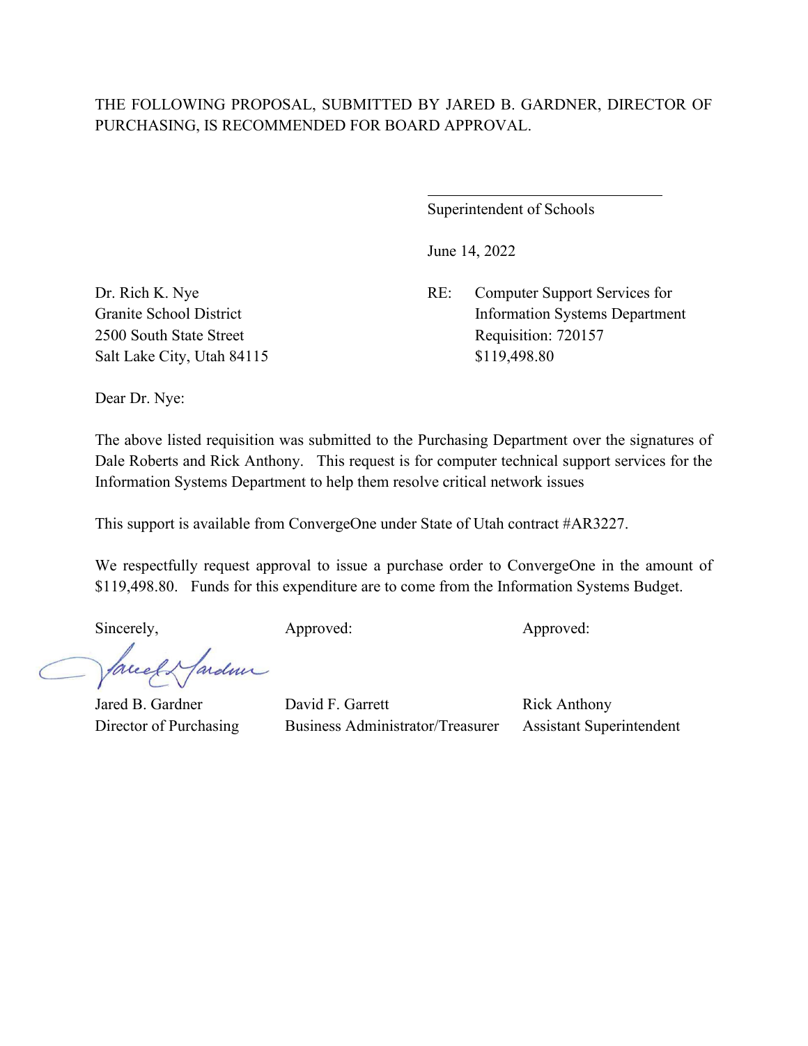THE FOLLOWING PROPOSAL, SUBMITTED BY JARED B. GARDNER, DIRECTOR OF PURCHASING, IS RECOMMENDED FOR BOARD APPROVAL.

\_\_\_\_\_\_\_\_\_\_\_\_\_\_\_\_\_\_\_\_\_\_\_\_\_\_\_\_\_\_

Superintendent of Schools

June 14, 2022

Dr. Rich K. Nye
Granite School District
2500 South State Street
Salt Lake City, Utah 84115

RE: Computer Support Services for Information Systems Department
Requisition: 720157
$119,498.80

Dear Dr. Nye:

The above listed requisition was submitted to the Purchasing Department over the signatures of Dale Roberts and Rick Anthony. This request is for computer technical support services for the Information Systems Department to help them resolve critical network issues

This support is available from ConvergeOne under State of Utah contract #AR3227.

We respectfully request approval to issue a purchase order to ConvergeOne in the amount of $119,498.80. Funds for this expenditure are to come from the Information Systems Budget.

| Sincerely, | Approved: | Approved: |
|---|---|---|
| Jared B. Gardner | David F. Garrett | Rick Anthony |
| Director of Purchasing | Business Administrator/Treasurer | Assistant Superintendent |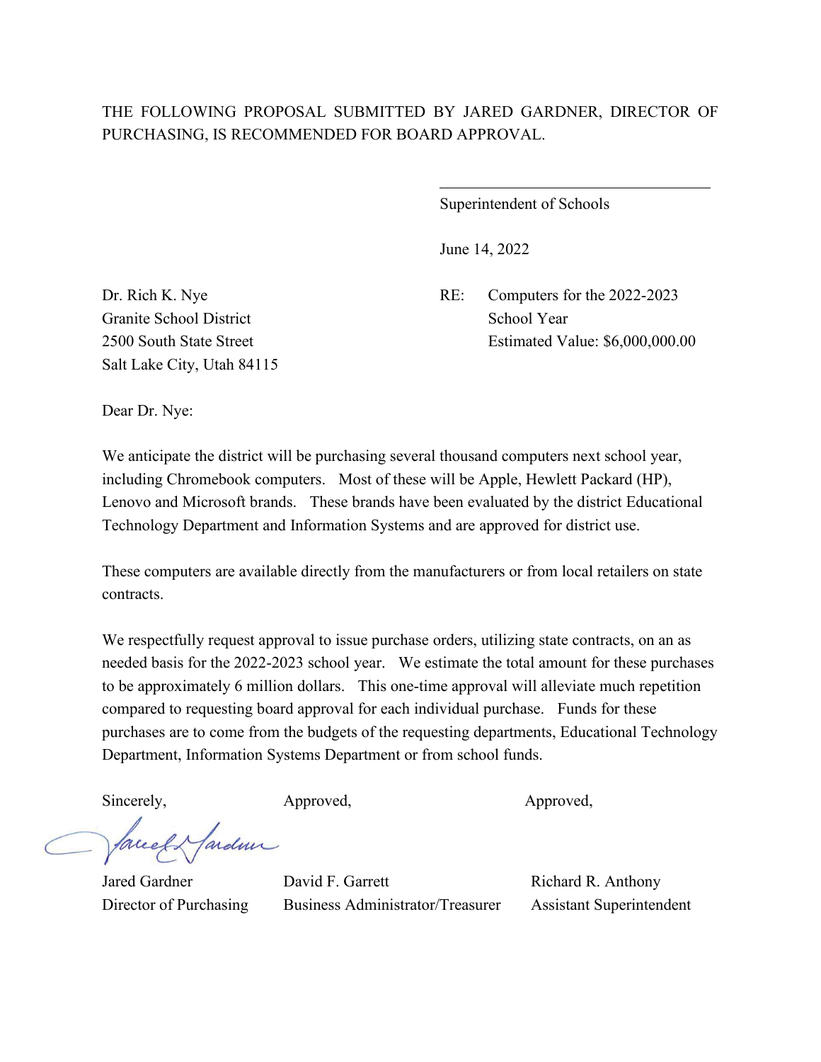THE FOLLOWING PROPOSAL SUBMITTED BY JARED GARDNER, DIRECTOR OF PURCHASING, IS RECOMMENDED FOR BOARD APPROVAL.

\_\_\_\_\_\_\_\_\_\_\_\_\_\_\_\_\_\_\_\_\_\_\_\_\_\_\_\_\_\_\_\_\_\_

Superintendent of Schools

June 14, 2022

Dr. Rich K. Nye
Granite School District
2500 South State Street
Salt Lake City, Utah 84115

RE: Computers for the 2022-2023 School Year
Estimated Value: $6,000,000.00

Dear Dr. Nye:

We anticipate the district will be purchasing several thousand computers next school year, including Chromebook computers. Most of these will be Apple, Hewlett Packard (HP), Lenovo and Microsoft brands. These brands have been evaluated by the district Educational Technology Department and Information Systems and are approved for district use.

These computers are available directly from the manufacturers or from local retailers on state contracts.

We respectfully request approval to issue purchase orders, utilizing state contracts, on an as needed basis for the 2022-2023 school year. We estimate the total amount for these purchases to be approximately 6 million dollars. This one-time approval will alleviate much repetition compared to requesting board approval for each individual purchase. Funds for these purchases are to come from the budgets of the requesting departments, Educational Technology Department, Information Systems Department or from school funds.

| Sincerely, | Approved, | Approved, |
|---|---|---|
| Jared Gardner | David F. Garrett | Richard R. Anthony |
| Director of Purchasing | Business Administrator/Treasurer | Assistant Superintendent |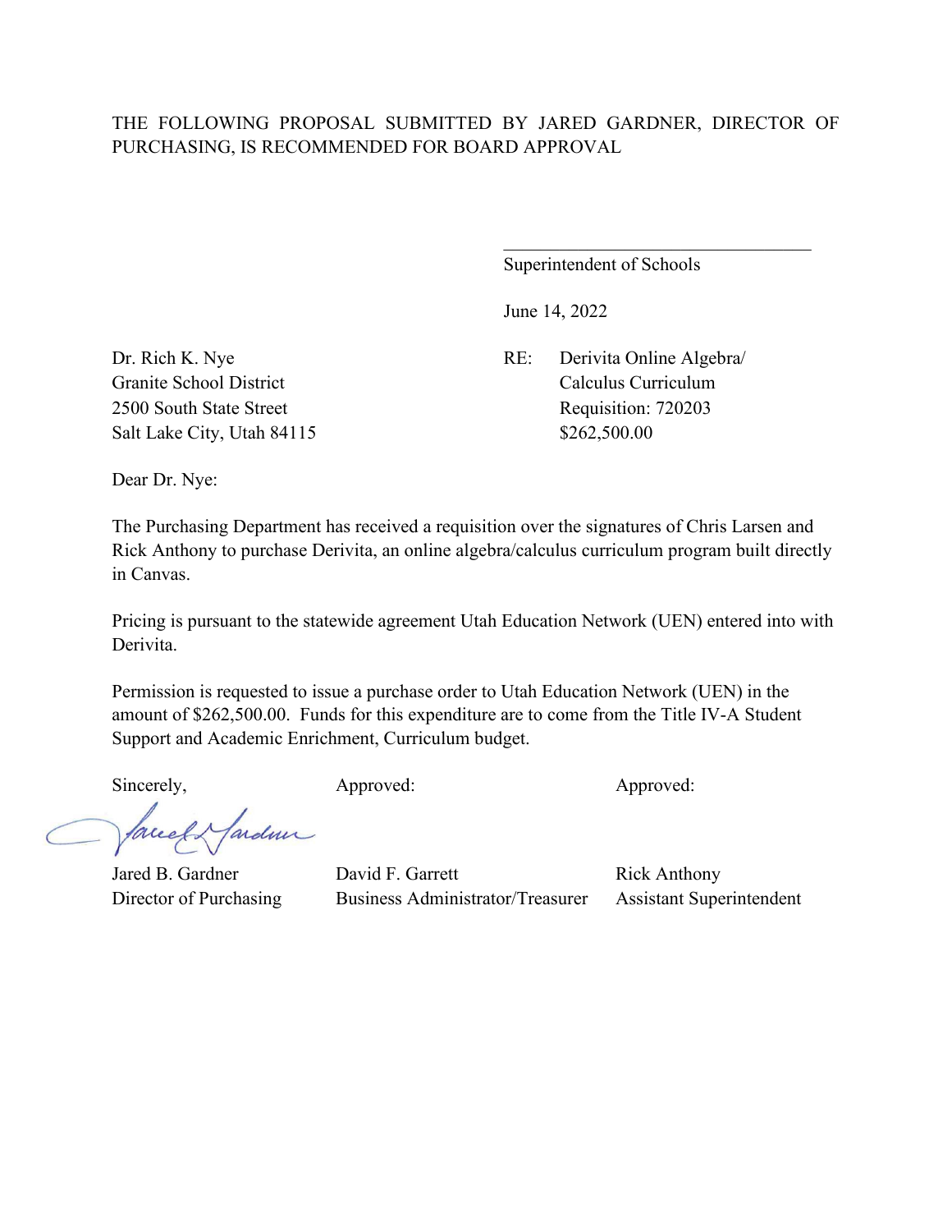THE FOLLOWING PROPOSAL SUBMITTED BY JARED GARDNER, DIRECTOR OF PURCHASING, IS RECOMMENDED FOR BOARD APPROVAL

\_\_\_\_\_\_\_\_\_\_\_\_\_\_\_\_\_\_\_\_\_\_\_\_\_\_\_\_\_\_\_\_\_\_

Superintendent of Schools

June 14, 2022

Dr. Rich K. Nye
Granite School District
2500 South State Street
Salt Lake City, Utah 84115

RE: Derivita Online Algebra/ Calculus Curriculum
Requisition: 720203
$262,500.00

Dear Dr. Nye:

The Purchasing Department has received a requisition over the signatures of Chris Larsen and Rick Anthony to purchase Derivita, an online algebra/calculus curriculum program built directly in Canvas.

Pricing is pursuant to the statewide agreement Utah Education Network (UEN) entered into with Derivita.

Permission is requested to issue a purchase order to Utah Education Network (UEN) in the amount of $262,500.00. Funds for this expenditure are to come from the Title IV-A Student Support and Academic Enrichment, Curriculum budget.

| Sincerely, | Approved: | Approved: |
|---|---|---|
| Jared B. Gardner | David F. Garrett | Rick Anthony |
| Director of Purchasing | Business Administrator/Treasurer | Assistant Superintendent |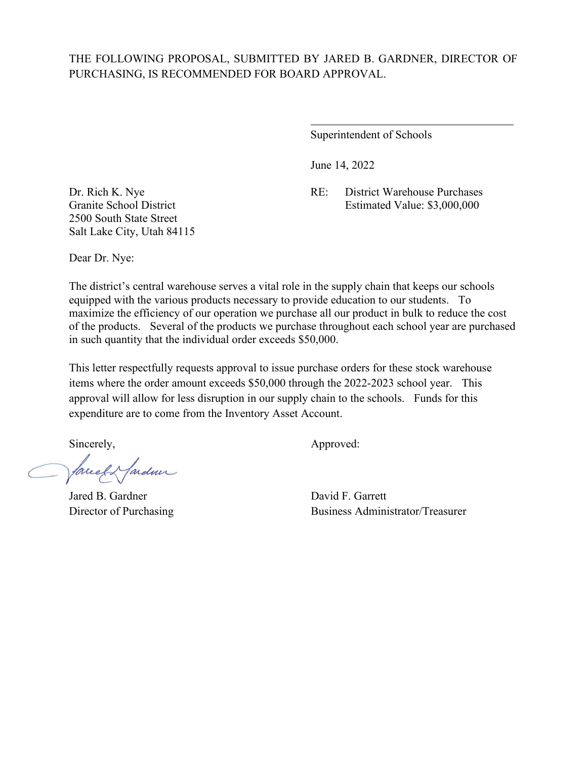THE FOLLOWING PROPOSAL, SUBMITTED BY JARED B. GARDNER, DIRECTOR OF PURCHASING, IS RECOMMENDED FOR BOARD APPROVAL.

\_\_\_\_\_\_\_\_\_\_\_\_\_\_\_\_\_\_\_\_\_\_\_\_\_\_\_\_\_\_\_\_\_\_\_\_

Superintendent of Schools

June 14, 2022

Dr. Rich K. Nye
Granite School District
2500 South State Street
Salt Lake City, Utah 84115

RE: District Warehouse Purchases
Estimated Value: $3,000,000

Dear Dr. Nye:

The district's central warehouse serves a vital role in the supply chain that keeps our schools equipped with the various products necessary to provide education to our students. To maximize the efficiency of our operation we purchase all our product in bulk to reduce the cost of the products. Several of the products we purchase throughout each school year are purchased in such quantity that the individual order exceeds $50,000.

This letter respectfully requests approval to issue purchase orders for these stock warehouse items where the order amount exceeds $50,000 through the 2022-2023 school year. This approval will allow for less disruption in our supply chain to the schools. Funds for this expenditure are to come from the Inventory Asset Account.

Sincerely,

Jared B. Gardner
Director of Purchasing

Approved:

David F. Garrett
Business Administrator/Treasurer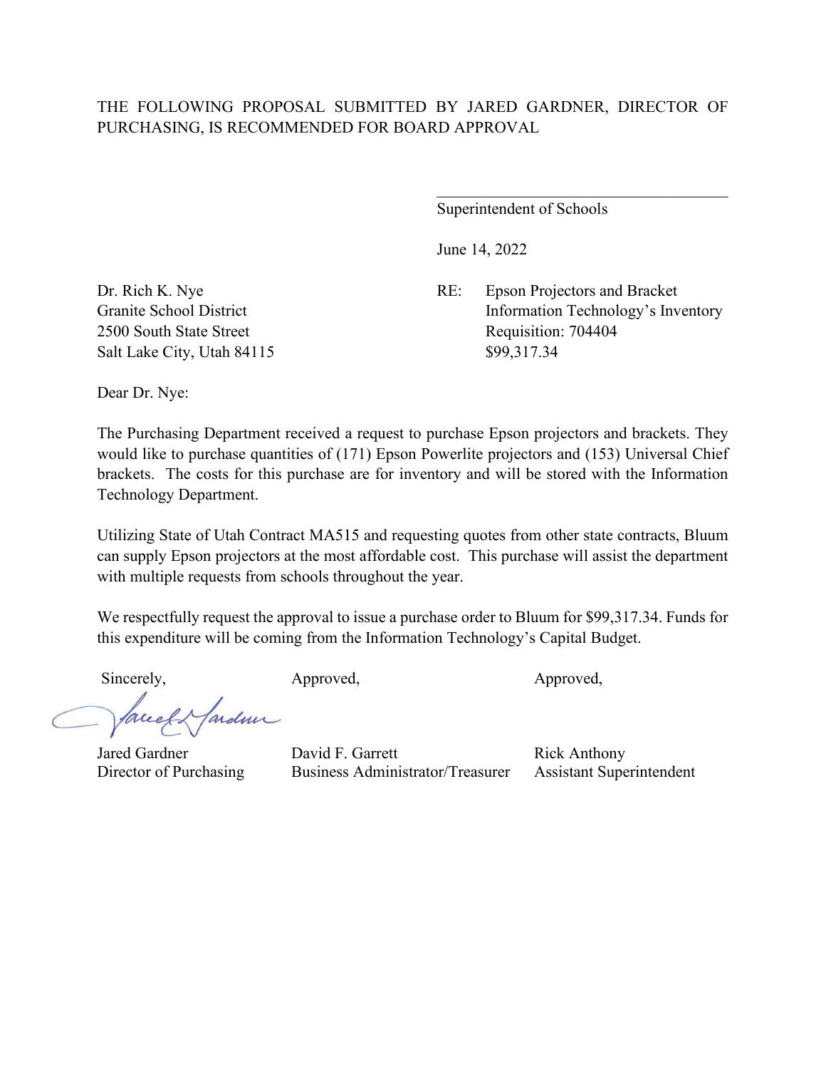THE FOLLOWING PROPOSAL SUBMITTED BY JARED GARDNER, DIRECTOR OF PURCHASING, IS RECOMMENDED FOR BOARD APPROVAL

\_\_\_\_\_\_\_\_\_\_\_\_\_\_\_\_\_\_\_\_\_\_\_\_\_\_\_\_\_\_\_\_\_\_\_\_

Superintendent of Schools

June 14, 2022

Dr. Rich K. Nye
Granite School District
2500 South State Street
Salt Lake City, Utah 84115

RE: Epson Projectors and Bracket
Information Technology's Inventory
Requisition: 704404
$99,317.34

Dear Dr. Nye:

The Purchasing Department received a request to purchase Epson projectors and brackets. They would like to purchase quantities of (171) Epson Powerlite projectors and (153) Universal Chief brackets. The costs for this purchase are for inventory and will be stored with the Information Technology Department.

Utilizing State of Utah Contract MA515 and requesting quotes from other state contracts, Bluum can supply Epson projectors at the most affordable cost. This purchase will assist the department with multiple requests from schools throughout the year.

We respectfully request the approval to issue a purchase order to Bluum for $99,317.34. Funds for this expenditure will be coming from the Information Technology's Capital Budget.

| Sincerely, | Approved, | Approved, |
|---|---|---|
| Jared Gardner | David F. Garrett | Rick Anthony |
| Director of Purchasing | Business Administrator/Treasurer | Assistant Superintendent |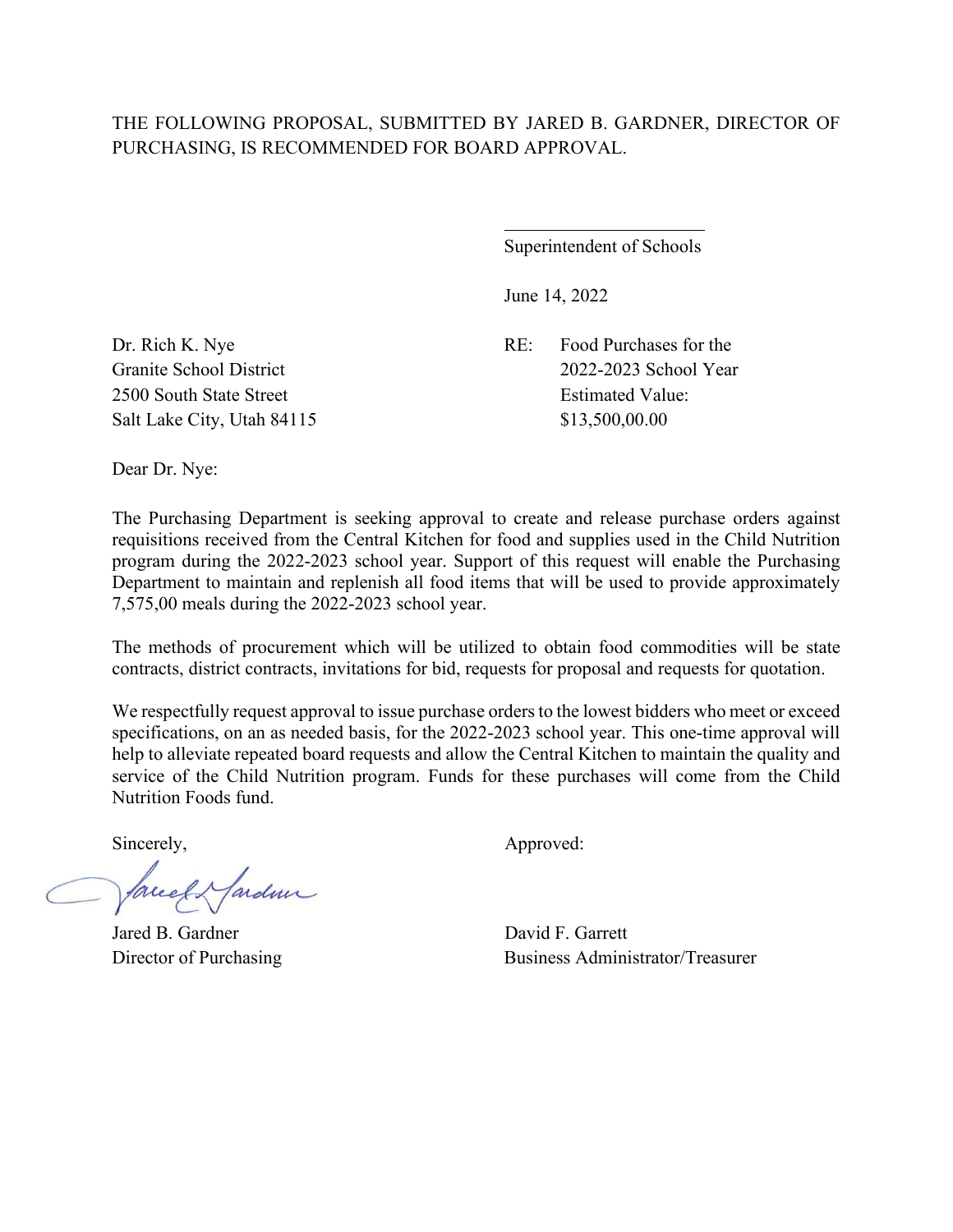THE FOLLOWING PROPOSAL, SUBMITTED BY JARED B. GARDNER, DIRECTOR OF PURCHASING, IS RECOMMENDED FOR BOARD APPROVAL.

\_\_\_\_\_\_\_\_\_\_\_\_\_\_\_\_\_\_\_\_\_\_\_\_

Superintendent of Schools

June 14, 2022

Dr. Rich K. Nye
Granite School District
2500 South State Street
Salt Lake City, Utah 84115

RE: Food Purchases for the 2022-2023 School Year
Estimated Value: $13,500,00.00

Dear Dr. Nye:

The Purchasing Department is seeking approval to create and release purchase orders against requisitions received from the Central Kitchen for food and supplies used in the Child Nutrition program during the 2022-2023 school year. Support of this request will enable the Purchasing Department to maintain and replenish all food items that will be used to provide approximately 7,575,00 meals during the 2022-2023 school year.

The methods of procurement which will be utilized to obtain food commodities will be state contracts, district contracts, invitations for bid, requests for proposal and requests for quotation.

We respectfully request approval to issue purchase orders to the lowest bidders who meet or exceed specifications, on an as needed basis, for the 2022-2023 school year. This one-time approval will help to alleviate repeated board requests and allow the Central Kitchen to maintain the quality and service of the Child Nutrition program. Funds for these purchases will come from the Child Nutrition Foods fund.

Sincerely,

Jared B. Gardner
Director of Purchasing

Approved:

David F. Garrett
Business Administrator/Treasurer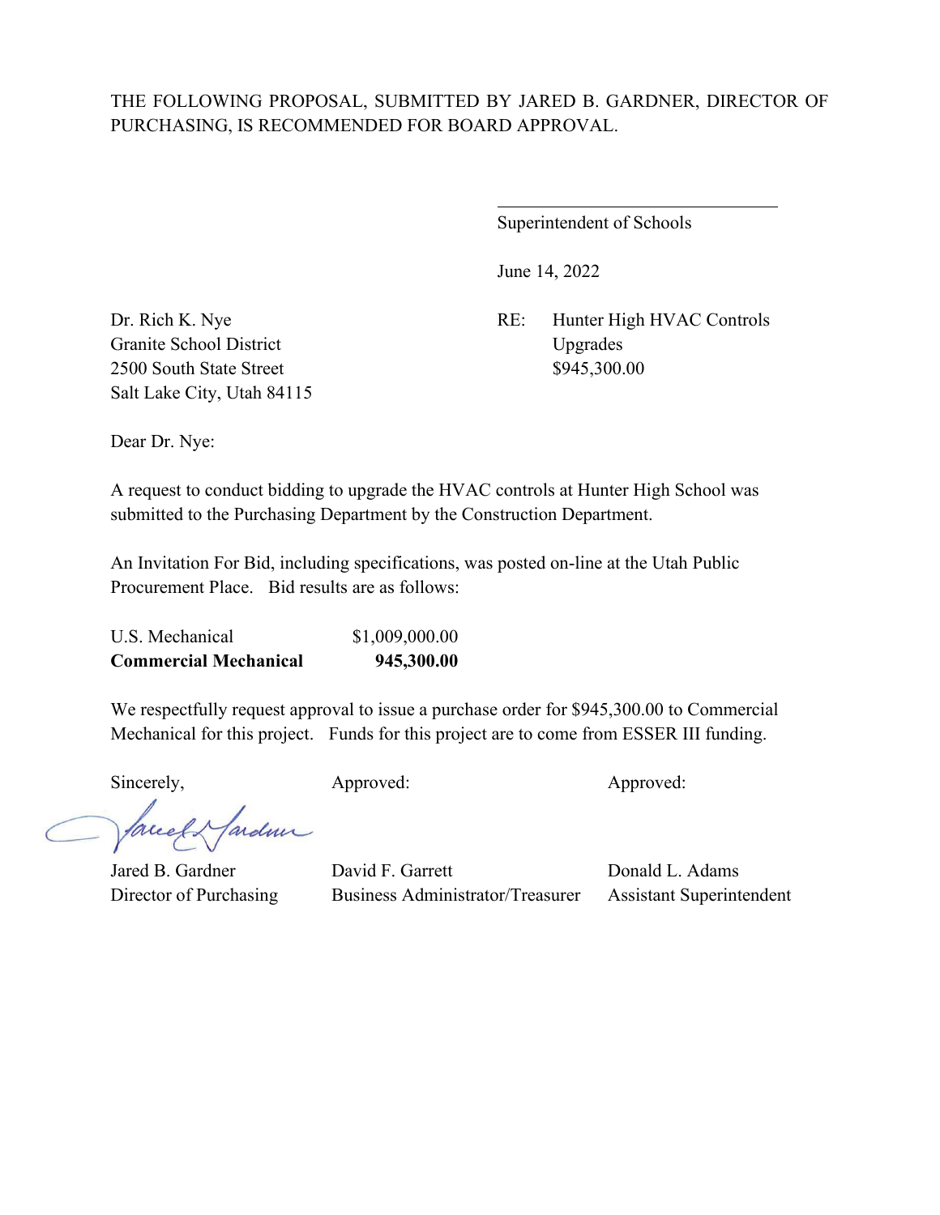THE FOLLOWING PROPOSAL, SUBMITTED BY JARED B. GARDNER, DIRECTOR OF PURCHASING, IS RECOMMENDED FOR BOARD APPROVAL.

\_\_\_\_\_\_\_\_\_\_\_\_\_\_\_\_\_\_\_\_\_\_\_\_\_\_\_\_\_\_
Superintendent of Schools

June 14, 2022

Dr. Rich K. Nye
Granite School District
2500 South State Street
Salt Lake City, Utah 84115

RE: Hunter High HVAC Controls Upgrades
$945,300.00

Dear Dr. Nye:

A request to conduct bidding to upgrade the HVAC controls at Hunter High School was submitted to the Purchasing Department by the Construction Department.

An Invitation For Bid, including specifications, was posted on-line at the Utah Public Procurement Place. Bid results are as follows:

| | |
|---|---|
| U.S. Mechanical | $1,009,000.00 |
| **Commercial Mechanical** | **945,300.00** |

We respectfully request approval to issue a purchase order for $945,300.00 to Commercial Mechanical for this project. Funds for this project are to come from ESSER III funding.

Sincerely,

Jared B. Gardner
Director of Purchasing

Approved:

David F. Garrett
Business Administrator/Treasurer

Approved:

Donald L. Adams
Assistant Superintendent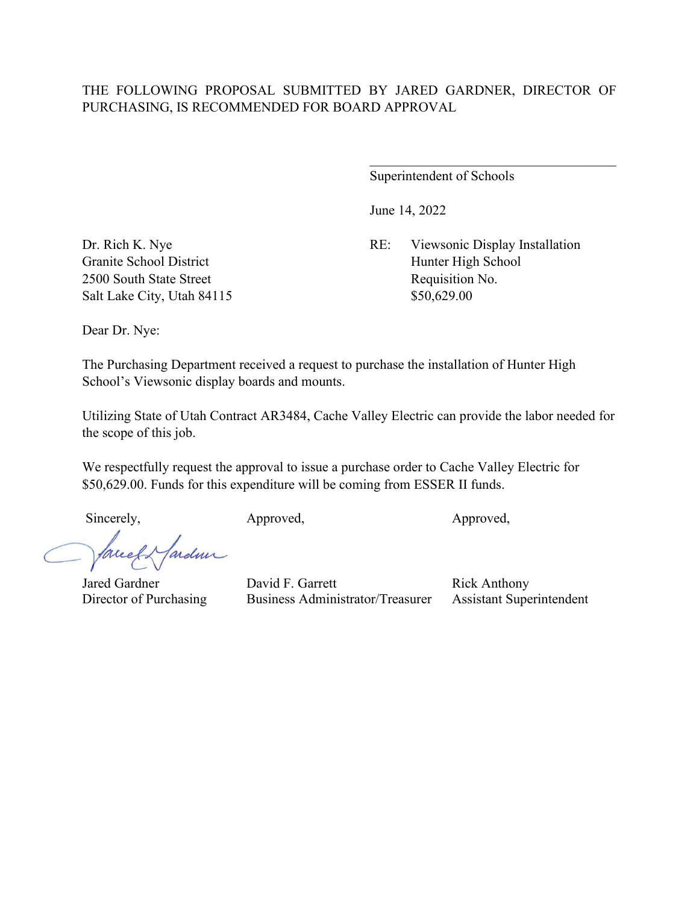THE FOLLOWING PROPOSAL SUBMITTED BY JARED GARDNER, DIRECTOR OF PURCHASING, IS RECOMMENDED FOR BOARD APPROVAL

\_\_\_\_\_\_\_\_\_\_\_\_\_\_\_\_\_\_\_\_\_\_\_\_\_\_\_\_\_\_\_\_\_\_
Superintendent of Schools

June 14, 2022

Dr. Rich K. Nye
Granite School District
2500 South State Street
Salt Lake City, Utah 84115

RE: Viewsonic Display Installation
Hunter High School
Requisition No.
$50,629.00

Dear Dr. Nye:

The Purchasing Department received a request to purchase the installation of Hunter High School's Viewsonic display boards and mounts.

Utilizing State of Utah Contract AR3484, Cache Valley Electric can provide the labor needed for the scope of this job.

We respectfully request the approval to issue a purchase order to Cache Valley Electric for $50,629.00. Funds for this expenditure will be coming from ESSER II funds.

| Sincerely, | Approved, | Approved, |
|---|---|---|
| Jared Gardner | David F. Garrett | Rick Anthony |
| Director of Purchasing | Business Administrator/Treasurer | Assistant Superintendent |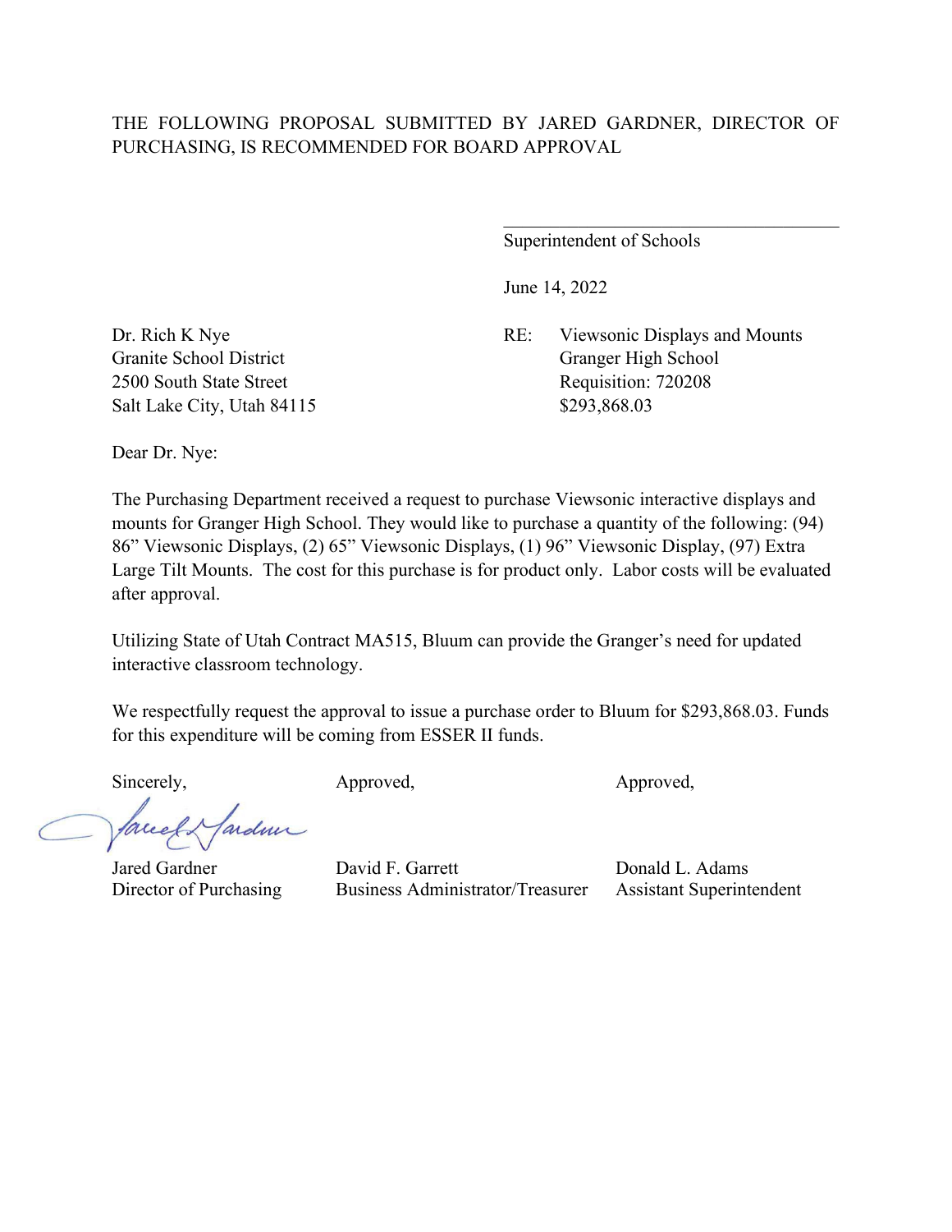THE FOLLOWING PROPOSAL SUBMITTED BY JARED GARDNER, DIRECTOR OF PURCHASING, IS RECOMMENDED FOR BOARD APPROVAL

\_\_\_\_\_\_\_\_\_\_\_\_\_\_\_\_\_\_\_\_\_\_\_\_\_\_\_\_\_\_\_\_\_\_\_\_

Superintendent of Schools

June 14, 2022

Dr. Rich K Nye
Granite School District
2500 South State Street
Salt Lake City, Utah 84115

RE: Viewsonic Displays and Mounts
Granger High School
Requisition: 720208
$293,868.03

Dear Dr. Nye:

The Purchasing Department received a request to purchase Viewsonic interactive displays and mounts for Granger High School. They would like to purchase a quantity of the following: (94) 86" Viewsonic Displays, (2) 65" Viewsonic Displays, (1) 96" Viewsonic Display, (97) Extra Large Tilt Mounts. The cost for this purchase is for product only. Labor costs will be evaluated after approval.

Utilizing State of Utah Contract MA515, Bluum can provide the Granger's need for updated interactive classroom technology.

We respectfully request the approval to issue a purchase order to Bluum for $293,868.03. Funds for this expenditure will be coming from ESSER II funds.

Sincerely,

Jared Gardner
Director of Purchasing

Approved,

David F. Garrett
Business Administrator/Treasurer

Approved,

Donald L. Adams
Assistant Superintendent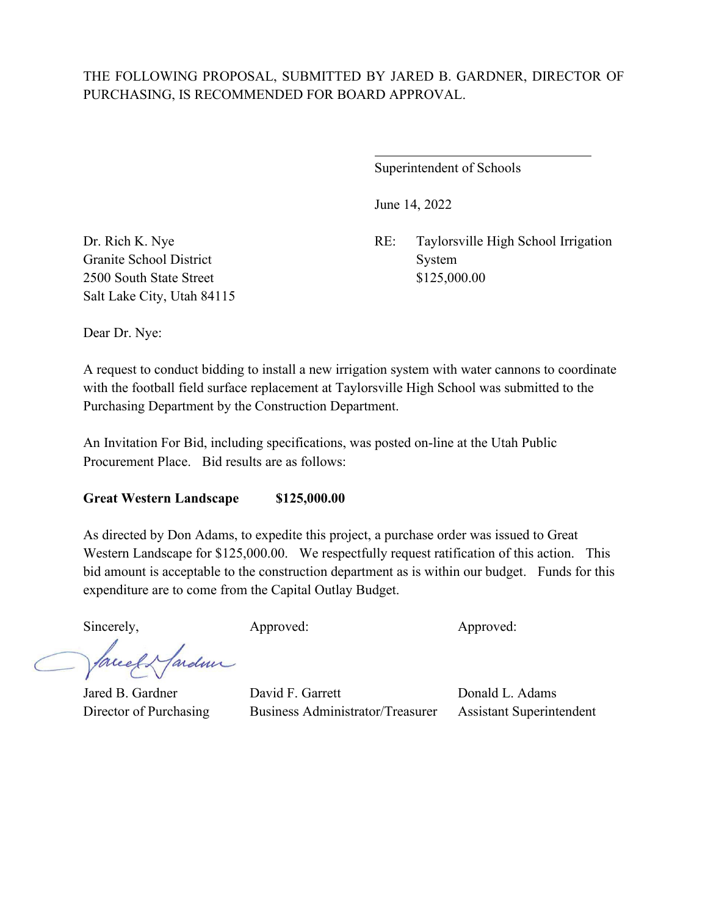THE FOLLOWING PROPOSAL, SUBMITTED BY JARED B. GARDNER, DIRECTOR OF PURCHASING, IS RECOMMENDED FOR BOARD APPROVAL.

\_\_\_\_\_\_\_\_\_\_\_\_\_\_\_\_\_\_\_\_\_\_\_\_\_\_\_\_\_\_\_\_

Superintendent of Schools

June 14, 2022

Dr. Rich K. Nye
Granite School District
2500 South State Street
Salt Lake City, Utah 84115

RE: Taylorsville High School Irrigation System
$125,000.00

Dear Dr. Nye:

A request to conduct bidding to install a new irrigation system with water cannons to coordinate with the football field surface replacement at Taylorsville High School was submitted to the Purchasing Department by the Construction Department.

An Invitation For Bid, including specifications, was posted on-line at the Utah Public Procurement Place. Bid results are as follows:

**Great Western Landscape $125,000.00**

As directed by Don Adams, to expedite this project, a purchase order was issued to Great Western Landscape for $125,000.00. We respectfully request ratification of this action. This bid amount is acceptable to the construction department as is within our budget. Funds for this expenditure are to come from the Capital Outlay Budget.

| Sincerely, | Approved: | Approved: |
|---|---|---|
| Jared B. Gardner | David F. Garrett | Donald L. Adams |
| Director of Purchasing | Business Administrator/Treasurer | Assistant Superintendent |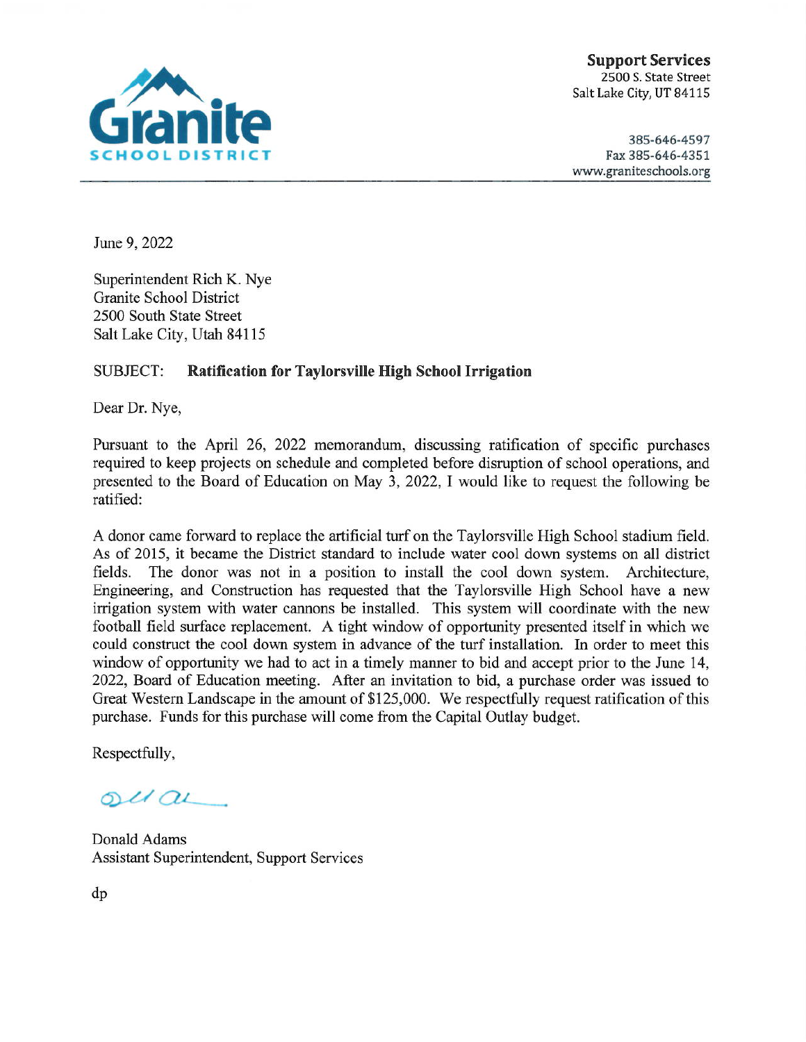**Granite**
**SCHOOL DISTRICT**

**Support Services**
2500 S. State Street
Salt Lake City, UT 84115

385-646-4597
Fax 385-646-4351
www.graniteschools.org

June 9, 2022

Superintendent Rich K. Nye
Granite School District
2500 South State Street
Salt Lake City, Utah 84115

SUBJECT: **Ratification for Taylorsville High School Irrigation**

Dear Dr. Nye,

Pursuant to the April 26, 2022 memorandum, discussing ratification of specific purchases required to keep projects on schedule and completed before disruption of school operations, and presented to the Board of Education on May 3, 2022, I would like to request the following be ratified:

A donor came forward to replace the artificial turf on the Taylorsville High School stadium field. As of 2015, it became the District standard to include water cool down systems on all district fields. The donor was not in a position to install the cool down system. Architecture, Engineering, and Construction has requested that the Taylorsville High School have a new irrigation system with water cannons be installed. This system will coordinate with the new football field surface replacement. A tight window of opportunity presented itself in which we could construct the cool down system in advance of the turf installation. In order to meet this window of opportunity we had to act in a timely manner to bid and accept prior to the June 14, 2022, Board of Education meeting. After an invitation to bid, a purchase order was issued to Great Western Landscape in the amount of $125,000. We respectfully request ratification of this purchase. Funds for this purchase will come from the Capital Outlay budget.

Respectfully,

Donald Adams
Assistant Superintendent, Support Services

dp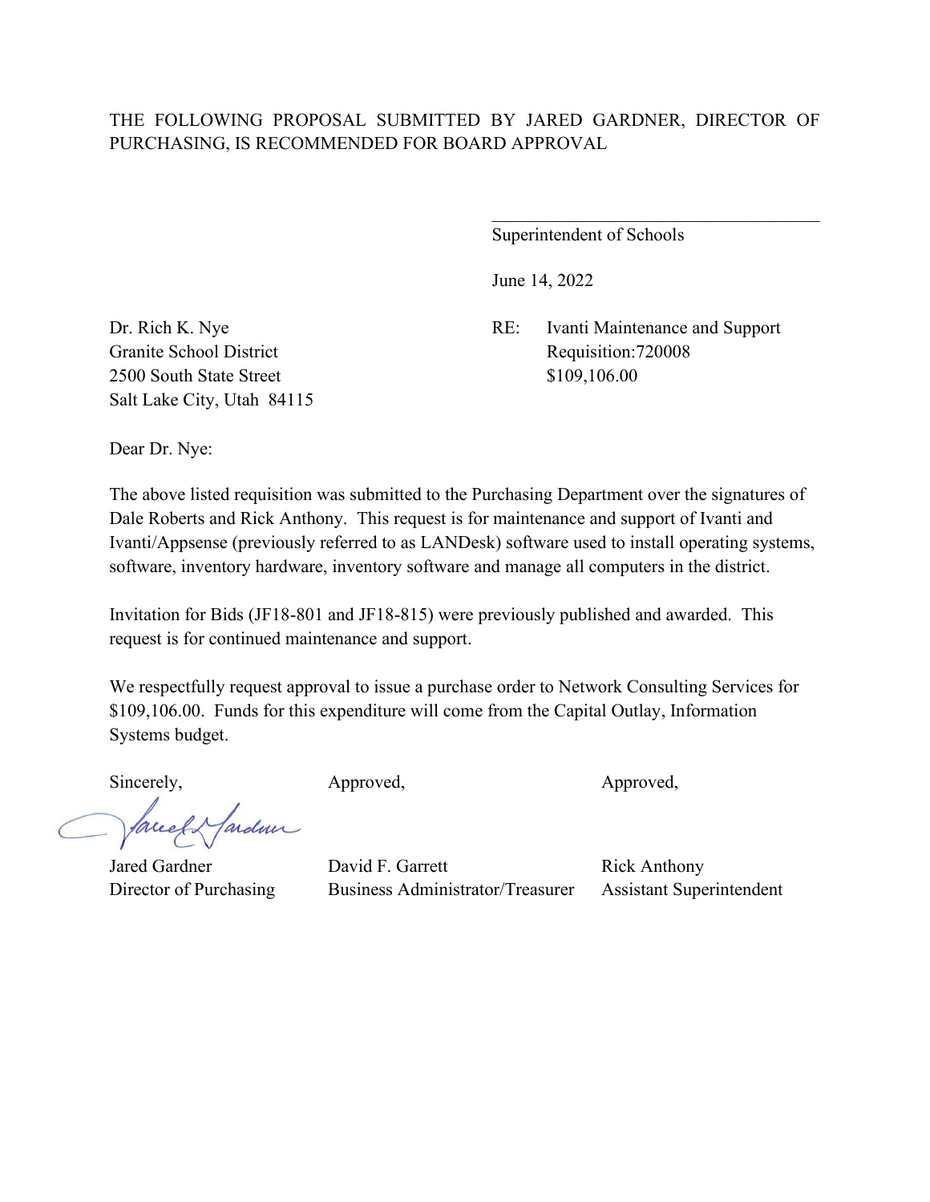THE FOLLOWING PROPOSAL SUBMITTED BY JARED GARDNER, DIRECTOR OF PURCHASING, IS RECOMMENDED FOR BOARD APPROVAL

\_\_\_\_\_\_\_\_\_\_\_\_\_\_\_\_\_\_\_\_\_\_\_\_\_\_\_\_\_\_\_\_\_\_\_
Superintendent of Schools

June 14, 2022

Dr. Rich K. Nye
Granite School District
2500 South State Street
Salt Lake City, Utah 84115

RE: Ivanti Maintenance and Support
Requisition:720008
$109,106.00

Dear Dr. Nye:

The above listed requisition was submitted to the Purchasing Department over the signatures of Dale Roberts and Rick Anthony. This request is for maintenance and support of Ivanti and Ivanti/Appsense (previously referred to as LANDesk) software used to install operating systems, software, inventory hardware, inventory software and manage all computers in the district.

Invitation for Bids (JF18-801 and JF18-815) were previously published and awarded. This request is for continued maintenance and support.

We respectfully request approval to issue a purchase order to Network Consulting Services for $109,106.00. Funds for this expenditure will come from the Capital Outlay, Information Systems budget.

| Sincerely, | Approved, | Approved, |
|---|---|---|
| Jared Gardner | David F. Garrett | Rick Anthony |
| Director of Purchasing | Business Administrator/Treasurer | Assistant Superintendent |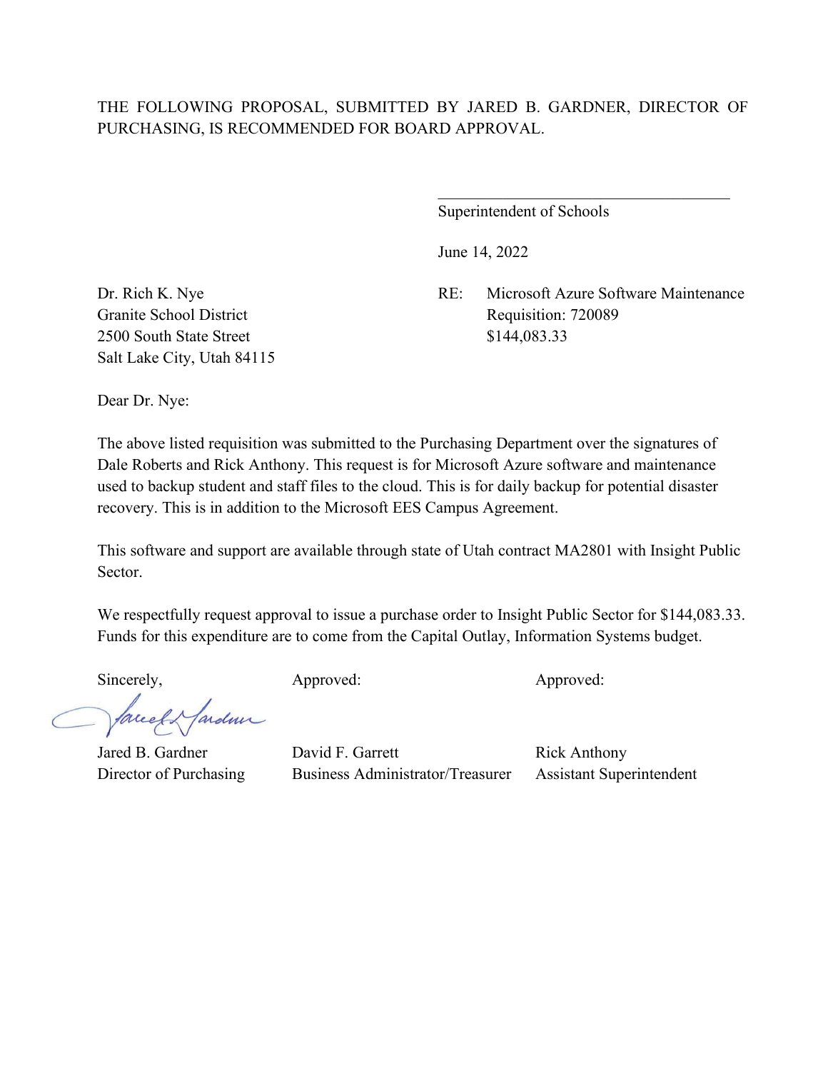THE FOLLOWING PROPOSAL, SUBMITTED BY JARED B. GARDNER, DIRECTOR OF PURCHASING, IS RECOMMENDED FOR BOARD APPROVAL.

\_\_\_\_\_\_\_\_\_\_\_\_\_\_\_\_\_\_\_\_\_\_\_\_\_\_\_\_\_\_\_\_\_\_\_\_\_\_\_\_

Superintendent of Schools

June 14, 2022

Dr. Rich K. Nye
Granite School District
2500 South State Street
Salt Lake City, Utah 84115

RE: Microsoft Azure Software Maintenance
Requisition: 720089
$144,083.33

Dear Dr. Nye:

The above listed requisition was submitted to the Purchasing Department over the signatures of Dale Roberts and Rick Anthony. This request is for Microsoft Azure software and maintenance used to backup student and staff files to the cloud. This is for daily backup for potential disaster recovery. This is in addition to the Microsoft EES Campus Agreement.

This software and support are available through state of Utah contract MA2801 with Insight Public Sector.

We respectfully request approval to issue a purchase order to Insight Public Sector for $144,083.33. Funds for this expenditure are to come from the Capital Outlay, Information Systems budget.

| Sincerely, | Approved: | Approved: |
|---|---|---|
| Jared B. Gardner | David F. Garrett | Rick Anthony |
| Director of Purchasing | Business Administrator/Treasurer | Assistant Superintendent |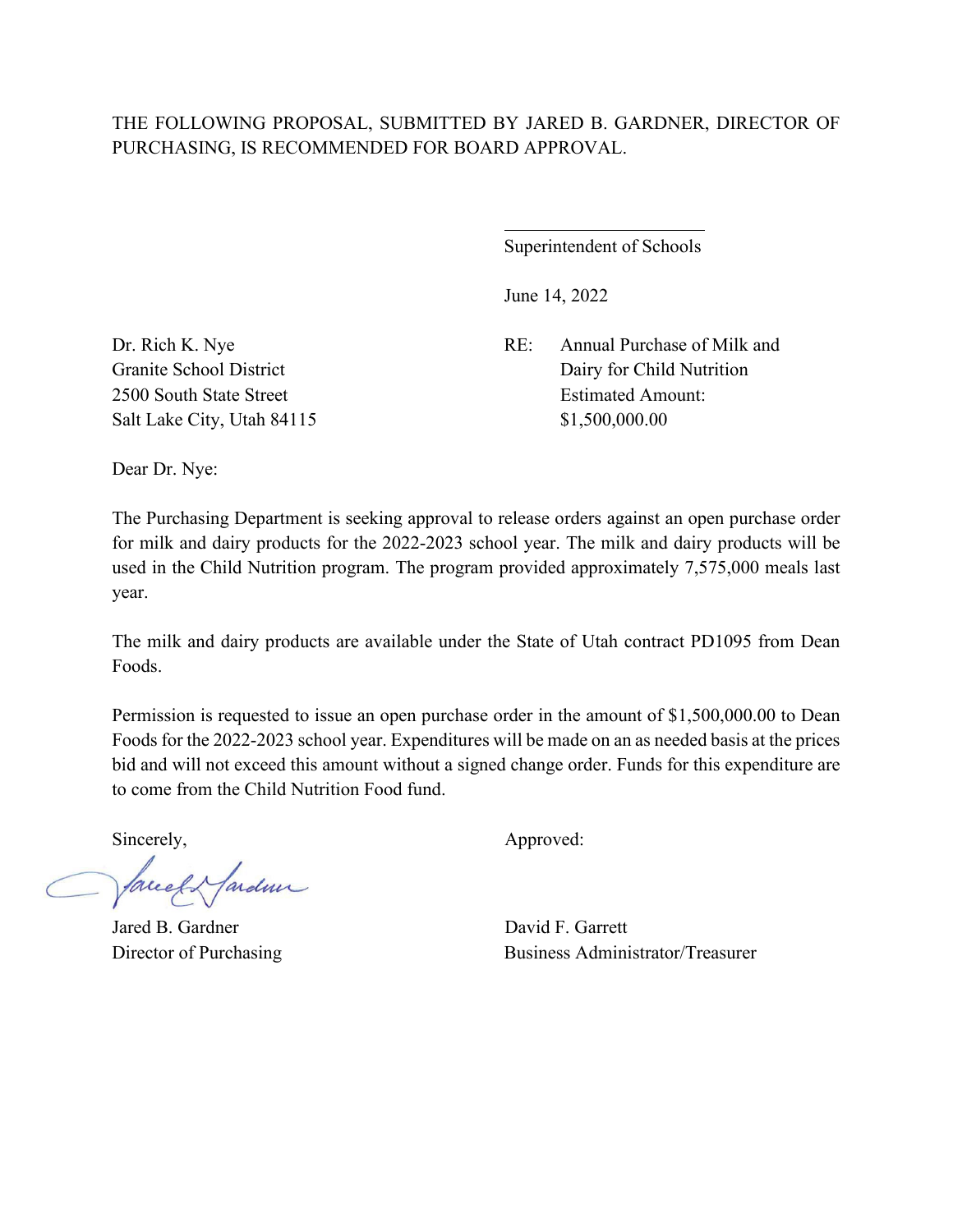THE FOLLOWING PROPOSAL, SUBMITTED BY JARED B. GARDNER, DIRECTOR OF PURCHASING, IS RECOMMENDED FOR BOARD APPROVAL.

\_\_\_\_\_\_\_\_\_\_\_\_\_\_\_\_\_\_\_\_\_\_\_\_

Superintendent of Schools

June 14, 2022

Dr. Rich K. Nye
Granite School District
2500 South State Street
Salt Lake City, Utah 84115

RE: Annual Purchase of Milk and Dairy for Child Nutrition
Estimated Amount: $1,500,000.00

Dear Dr. Nye:

The Purchasing Department is seeking approval to release orders against an open purchase order for milk and dairy products for the 2022-2023 school year. The milk and dairy products will be used in the Child Nutrition program. The program provided approximately 7,575,000 meals last year.

The milk and dairy products are available under the State of Utah contract PD1095 from Dean Foods.

Permission is requested to issue an open purchase order in the amount of $1,500,000.00 to Dean Foods for the 2022-2023 school year. Expenditures will be made on an as needed basis at the prices bid and will not exceed this amount without a signed change order. Funds for this expenditure are to come from the Child Nutrition Food fund.

Sincerely,

Jared B. Gardner
Director of Purchasing

Approved:

David F. Garrett
Business Administrator/Treasurer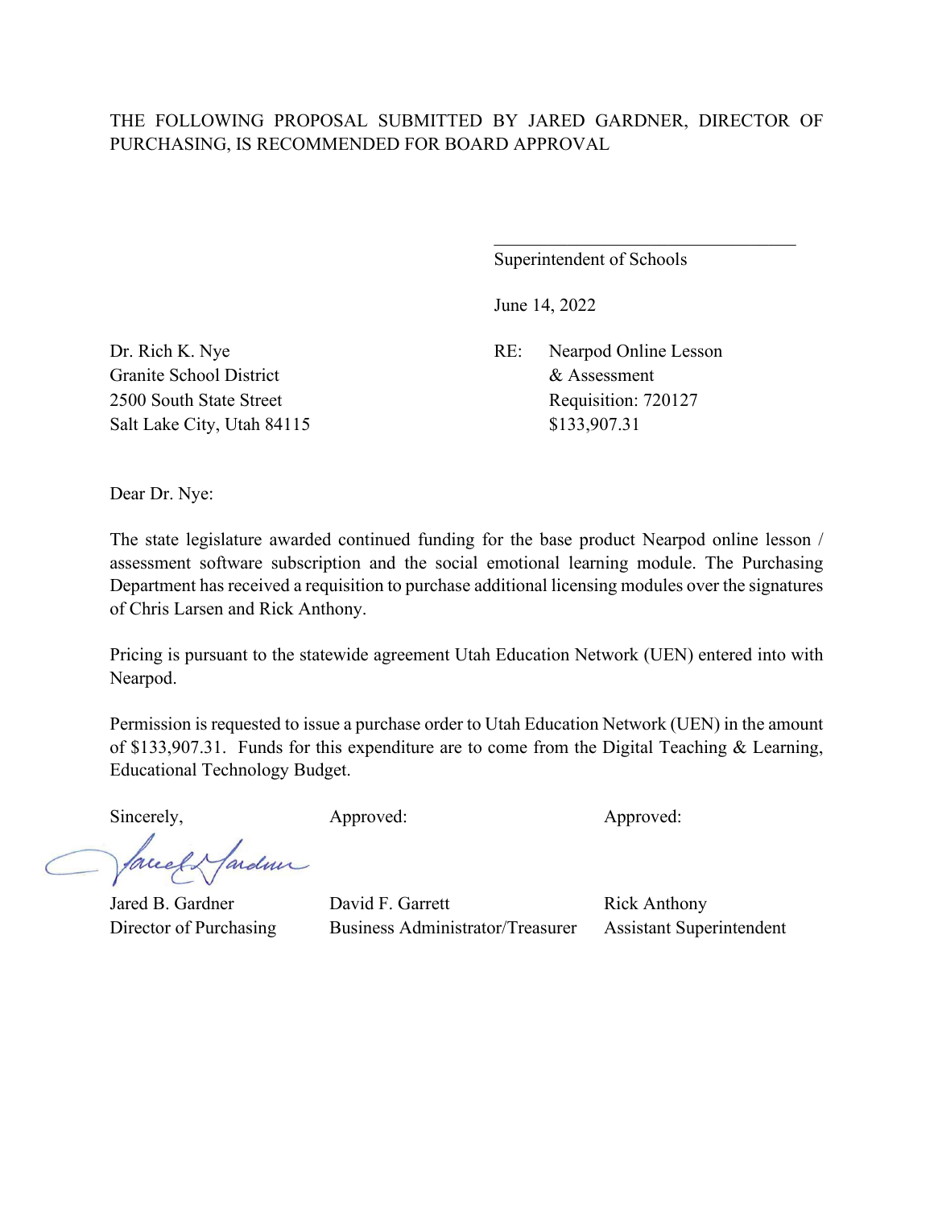THE FOLLOWING PROPOSAL SUBMITTED BY JARED GARDNER, DIRECTOR OF PURCHASING, IS RECOMMENDED FOR BOARD APPROVAL

\_\_\_\_\_\_\_\_\_\_\_\_\_\_\_\_\_\_\_\_\_\_\_\_\_\_\_\_\_\_\_\_\_\_\_
Superintendent of Schools

June 14, 2022

RE: Nearpod Online Lesson & Assessment
Requisition: 720127
$133,907.31

Dr. Rich K. Nye
Granite School District
2500 South State Street
Salt Lake City, Utah 84115

Dear Dr. Nye:

The state legislature awarded continued funding for the base product Nearpod online lesson / assessment software subscription and the social emotional learning module. The Purchasing Department has received a requisition to purchase additional licensing modules over the signatures of Chris Larsen and Rick Anthony.

Pricing is pursuant to the statewide agreement Utah Education Network (UEN) entered into with Nearpod.

Permission is requested to issue a purchase order to Utah Education Network (UEN) in the amount of $133,907.31. Funds for this expenditure are to come from the Digital Teaching & Learning, Educational Technology Budget.

| Sincerely, | Approved: | Approved: |
|---|---|---|
| Jared B. Gardner | David F. Garrett | Rick Anthony |
| Director of Purchasing | Business Administrator/Treasurer | Assistant Superintendent |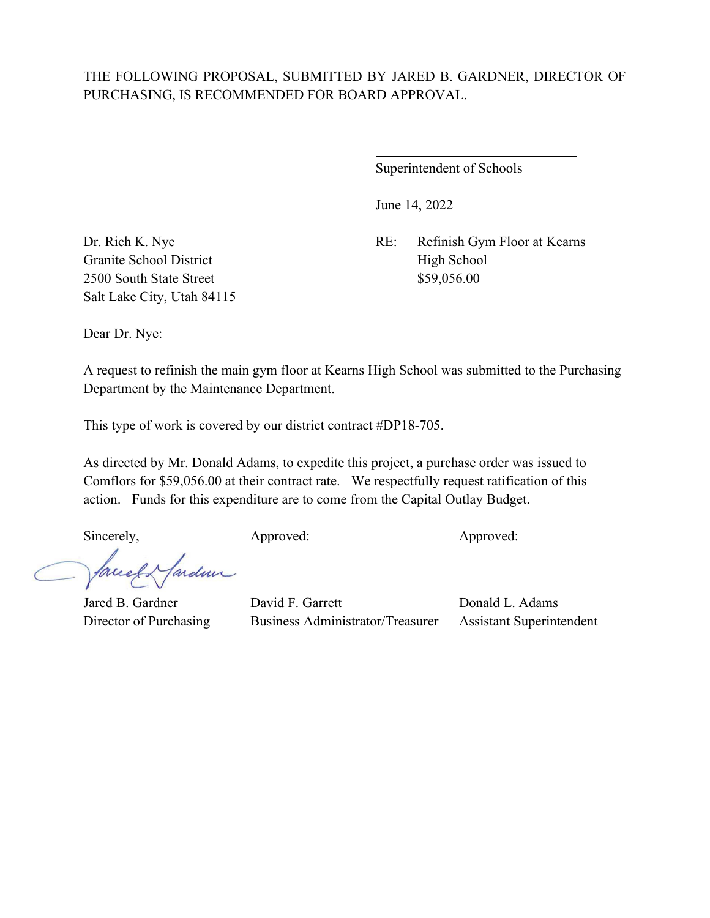THE FOLLOWING PROPOSAL, SUBMITTED BY JARED B. GARDNER, DIRECTOR OF PURCHASING, IS RECOMMENDED FOR BOARD APPROVAL.

\_\_\_\_\_\_\_\_\_\_\_\_\_\_\_\_\_\_\_\_\_\_\_\_\_\_\_\_\_\_
Superintendent of Schools

June 14, 2022

Dr. Rich K. Nye
Granite School District
2500 South State Street
Salt Lake City, Utah 84115

RE: Refinish Gym Floor at Kearns High School
$59,056.00

Dear Dr. Nye:

A request to refinish the main gym floor at Kearns High School was submitted to the Purchasing Department by the Maintenance Department.

This type of work is covered by our district contract #DP18-705.

As directed by Mr. Donald Adams, to expedite this project, a purchase order was issued to Comflors for $59,056.00 at their contract rate. We respectfully request ratification of this action. Funds for this expenditure are to come from the Capital Outlay Budget.

| Sincerely, | Approved: | Approved: |
|---|---|---|
| Jared B. Gardner | David F. Garrett | Donald L. Adams |
| Director of Purchasing | Business Administrator/Treasurer | Assistant Superintendent |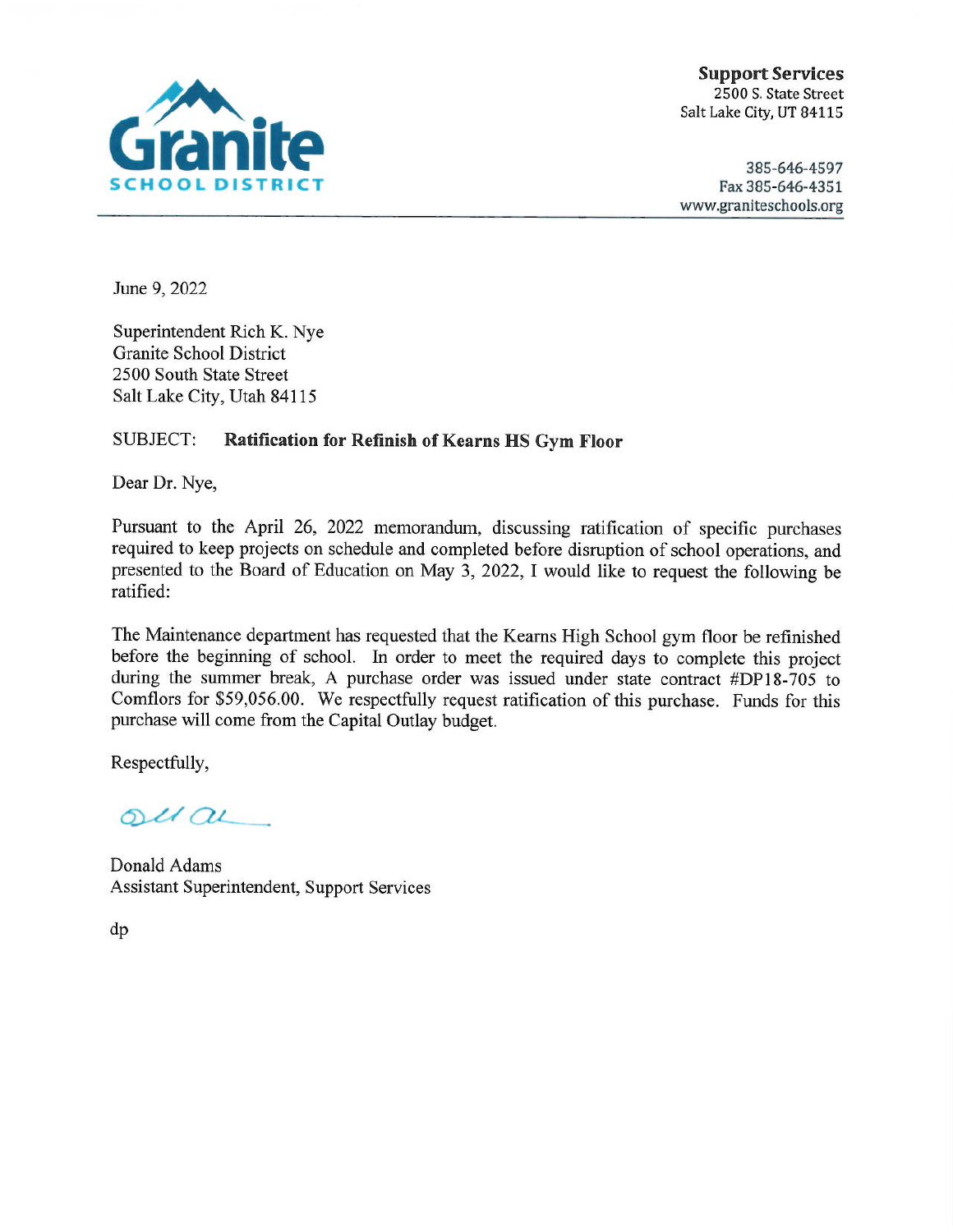**Granite SCHOOL DISTRICT**

**Support Services**
2500 S. State Street
Salt Lake City, UT 84115

385-646-4597
Fax 385-646-4351
www.graniteschools.org

June 9, 2022

Superintendent Rich K. Nye
Granite School District
2500 South State Street
Salt Lake City, Utah 84115

SUBJECT: **Ratification for Refinish of Kearns HS Gym Floor**

Dear Dr. Nye,

Pursuant to the April 26, 2022 memorandum, discussing ratification of specific purchases required to keep projects on schedule and completed before disruption of school operations, and presented to the Board of Education on May 3, 2022, I would like to request the following be ratified:

The Maintenance department has requested that the Kearns High School gym floor be refinished before the beginning of school. In order to meet the required days to complete this project during the summer break, A purchase order was issued under state contract #DP18-705 to Comflors for $59,056.00. We respectfully request ratification of this purchase. Funds for this purchase will come from the Capital Outlay budget.

Respectfully,

Donald Adams
Assistant Superintendent, Support Services

dp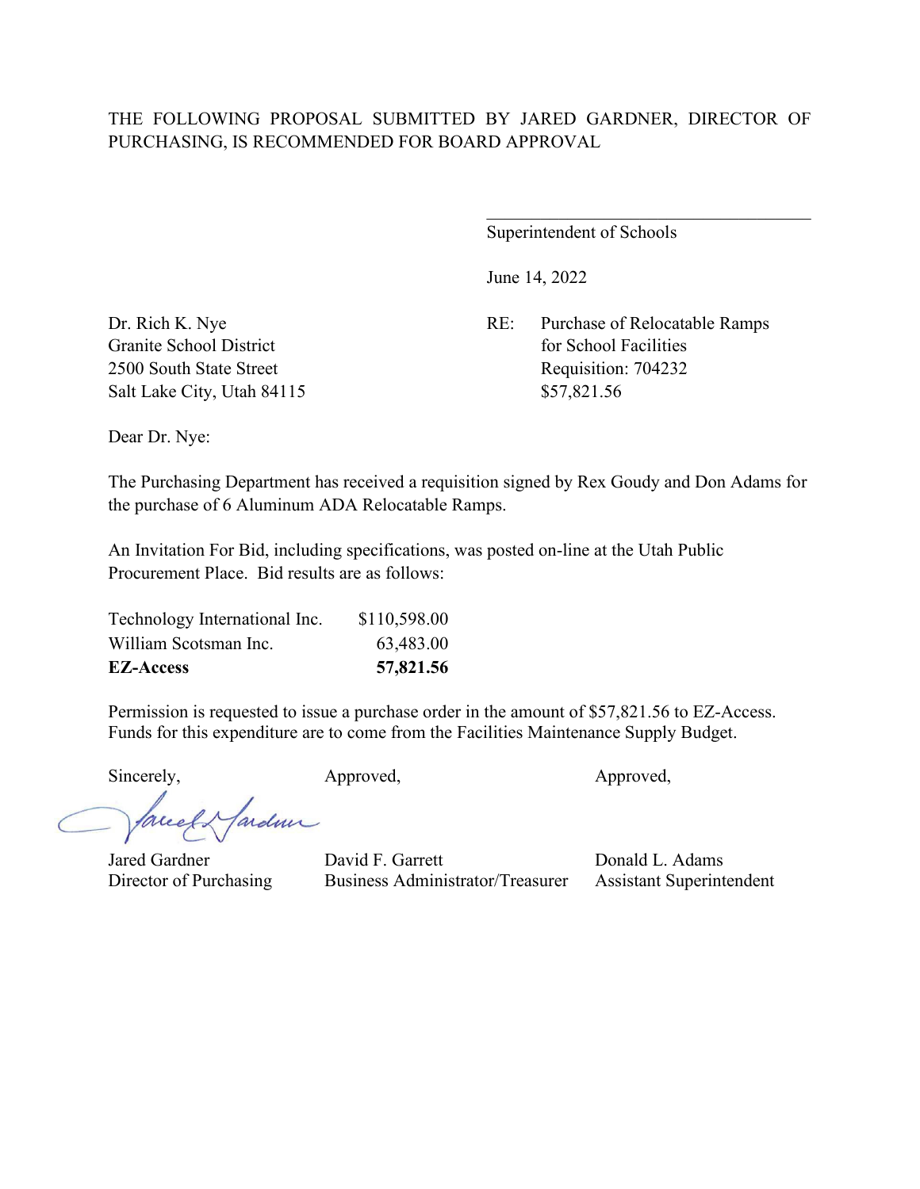THE FOLLOWING PROPOSAL SUBMITTED BY JARED GARDNER, DIRECTOR OF PURCHASING, IS RECOMMENDED FOR BOARD APPROVAL

\_\_\_\_\_\_\_\_\_\_\_\_\_\_\_\_\_\_\_\_\_\_\_\_\_\_\_\_\_\_\_\_\_\_\_\_

Superintendent of Schools

June 14, 2022

Dr. Rich K. Nye
Granite School District
2500 South State Street
Salt Lake City, Utah 84115

RE: Purchase of Relocatable Ramps for School Facilities
Requisition: 704232
$57,821.56

Dear Dr. Nye:

The Purchasing Department has received a requisition signed by Rex Goudy and Don Adams for the purchase of 6 Aluminum ADA Relocatable Ramps.

An Invitation For Bid, including specifications, was posted on-line at the Utah Public Procurement Place. Bid results are as follows:

| Bidder | Amount |
|---|---|
| Technology International Inc. | $110,598.00 |
| William Scotsman Inc. | 63,483.00 |
| **EZ-Access** | **57,821.56** |

Permission is requested to issue a purchase order in the amount of $57,821.56 to EZ-Access. Funds for this expenditure are to come from the Facilities Maintenance Supply Budget.

Sincerely,

Jared Gardner
Director of Purchasing

Approved,

David F. Garrett
Business Administrator/Treasurer

Approved,

Donald L. Adams
Assistant Superintendent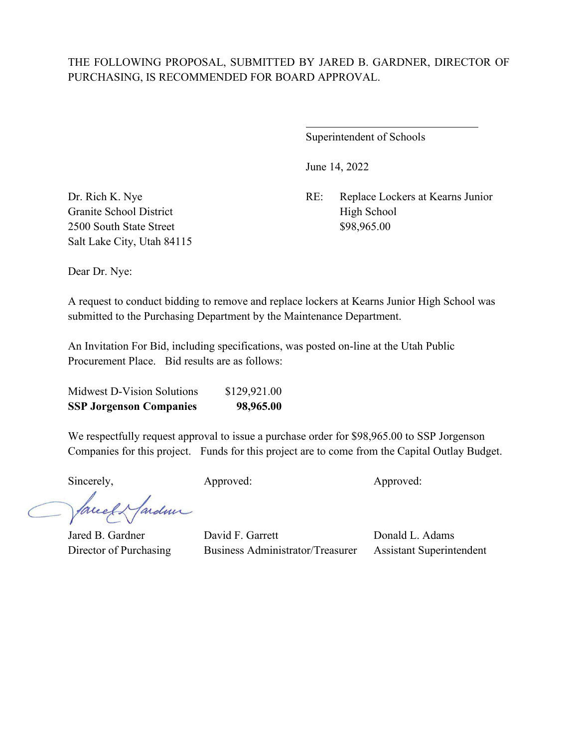THE FOLLOWING PROPOSAL, SUBMITTED BY JARED B. GARDNER, DIRECTOR OF PURCHASING, IS RECOMMENDED FOR BOARD APPROVAL.

\_\_\_\_\_\_\_\_\_\_\_\_\_\_\_\_\_\_\_\_\_\_\_\_\_\_\_\_\_\_

Superintendent of Schools

June 14, 2022

Dr. Rich K. Nye
Granite School District
2500 South State Street
Salt Lake City, Utah 84115

RE: Replace Lockers at Kearns Junior High School
$98,965.00

Dear Dr. Nye:

A request to conduct bidding to remove and replace lockers at Kearns Junior High School was submitted to the Purchasing Department by the Maintenance Department.

An Invitation For Bid, including specifications, was posted on-line at the Utah Public Procurement Place. Bid results are as follows:

| | |
|---|---|
| Midwest D-Vision Solutions | $129,921.00 |
| **SSP Jorgenson Companies** | **98,965.00** |

We respectfully request approval to issue a purchase order for $98,965.00 to SSP Jorgenson Companies for this project. Funds for this project are to come from the Capital Outlay Budget.

| Sincerely, | Approved: | Approved: |
|---|---|---|
| Jared B. Gardner | David F. Garrett | Donald L. Adams |
| Director of Purchasing | Business Administrator/Treasurer | Assistant Superintendent |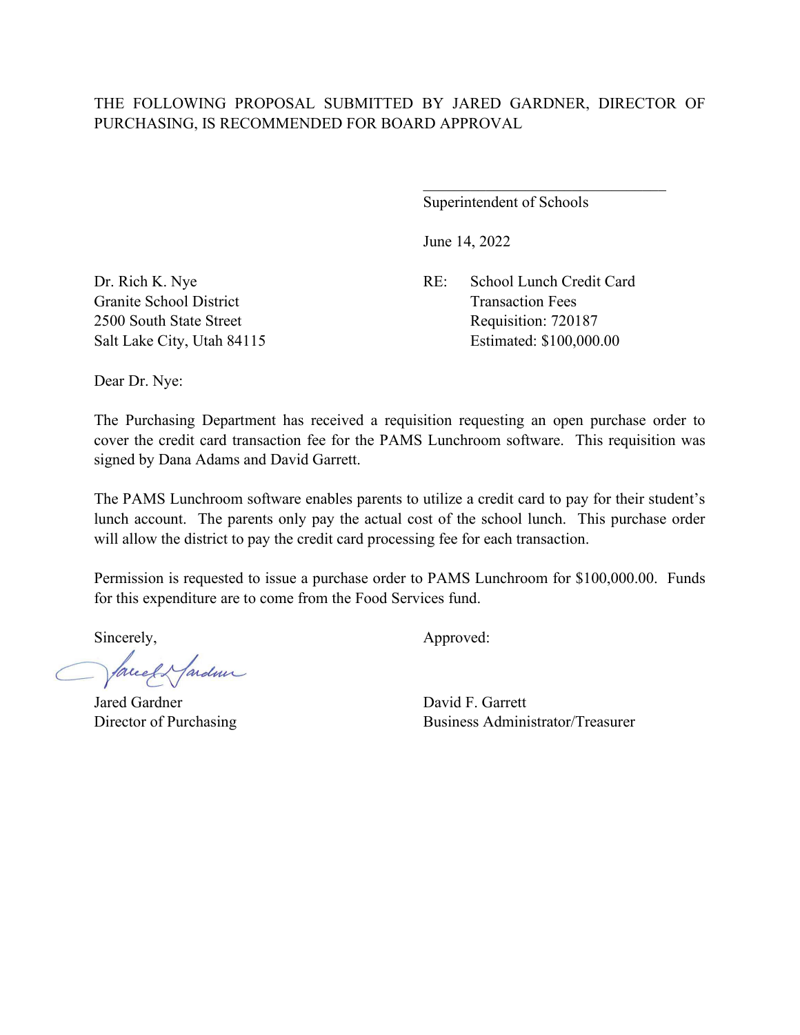THE FOLLOWING PROPOSAL SUBMITTED BY JARED GARDNER, DIRECTOR OF PURCHASING, IS RECOMMENDED FOR BOARD APPROVAL

\_\_\_\_\_\_\_\_\_\_\_\_\_\_\_\_\_\_\_\_\_\_\_\_\_\_\_\_\_\_\_\_\_\_
Superintendent of Schools

June 14, 2022

Dr. Rich K. Nye
Granite School District
2500 South State Street
Salt Lake City, Utah 84115

RE: School Lunch Credit Card Transaction Fees
Requisition: 720187
Estimated: $100,000.00

Dear Dr. Nye:

The Purchasing Department has received a requisition requesting an open purchase order to cover the credit card transaction fee for the PAMS Lunchroom software. This requisition was signed by Dana Adams and David Garrett.

The PAMS Lunchroom software enables parents to utilize a credit card to pay for their student's lunch account. The parents only pay the actual cost of the school lunch. This purchase order will allow the district to pay the credit card processing fee for each transaction.

Permission is requested to issue a purchase order to PAMS Lunchroom for $100,000.00. Funds for this expenditure are to come from the Food Services fund.

Sincerely,

Jared Gardner
Director of Purchasing

Approved:

David F. Garrett
Business Administrator/Treasurer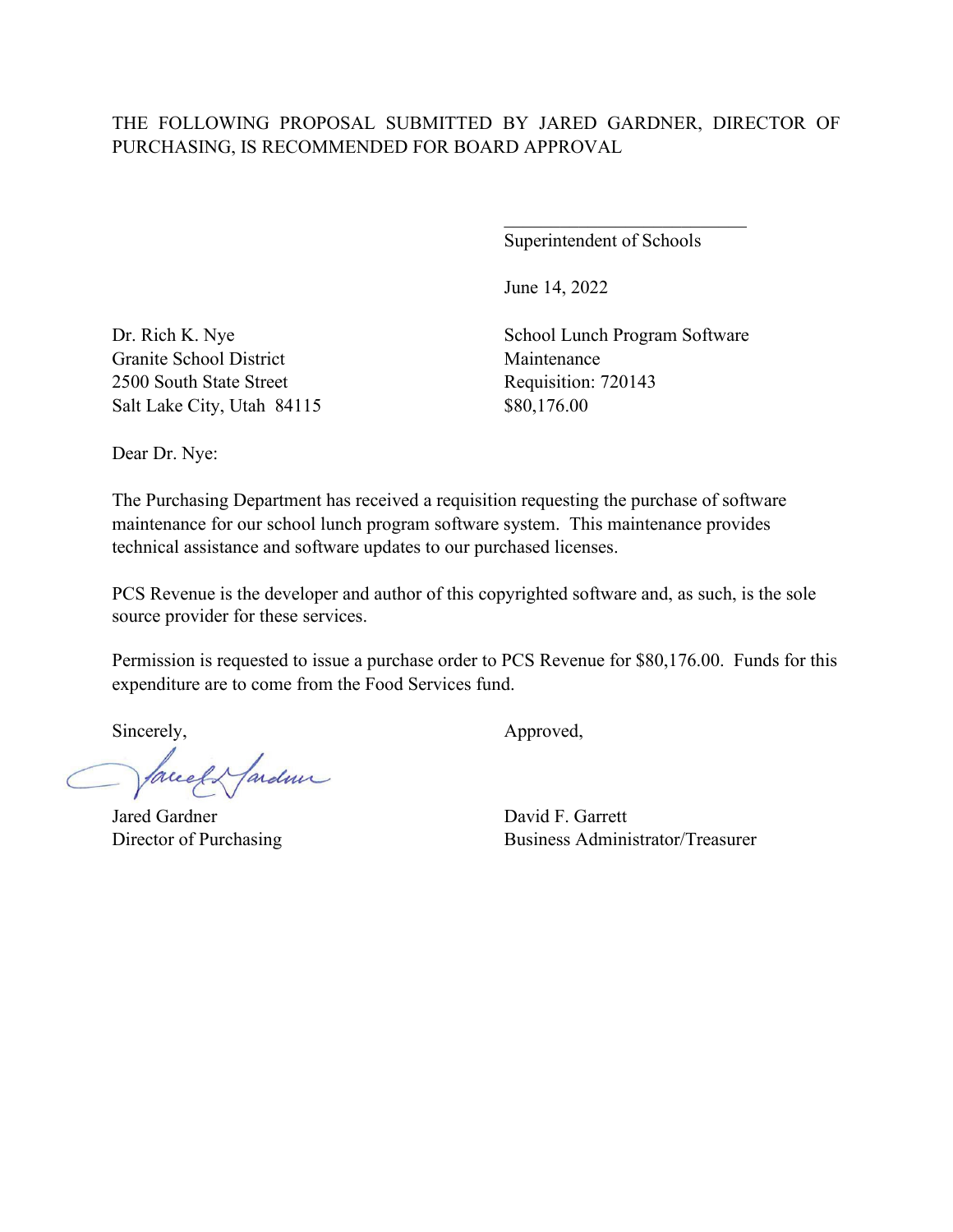THE FOLLOWING PROPOSAL SUBMITTED BY JARED GARDNER, DIRECTOR OF PURCHASING, IS RECOMMENDED FOR BOARD APPROVAL

\_\_\_\_\_\_\_\_\_\_\_\_\_\_\_\_\_\_\_\_\_\_\_\_\_\_\_\_

Superintendent of Schools

June 14, 2022

Dr. Rich K. Nye
Granite School District
2500 South State Street
Salt Lake City, Utah 84115

School Lunch Program Software Maintenance
Requisition: 720143
$80,176.00

Dear Dr. Nye:

The Purchasing Department has received a requisition requesting the purchase of software maintenance for our school lunch program software system. This maintenance provides technical assistance and software updates to our purchased licenses.

PCS Revenue is the developer and author of this copyrighted software and, as such, is the sole source provider for these services.

Permission is requested to issue a purchase order to PCS Revenue for $80,176.00. Funds for this expenditure are to come from the Food Services fund.

Sincerely,

Jared Gardner
Director of Purchasing

Approved,

David F. Garrett
Business Administrator/Treasurer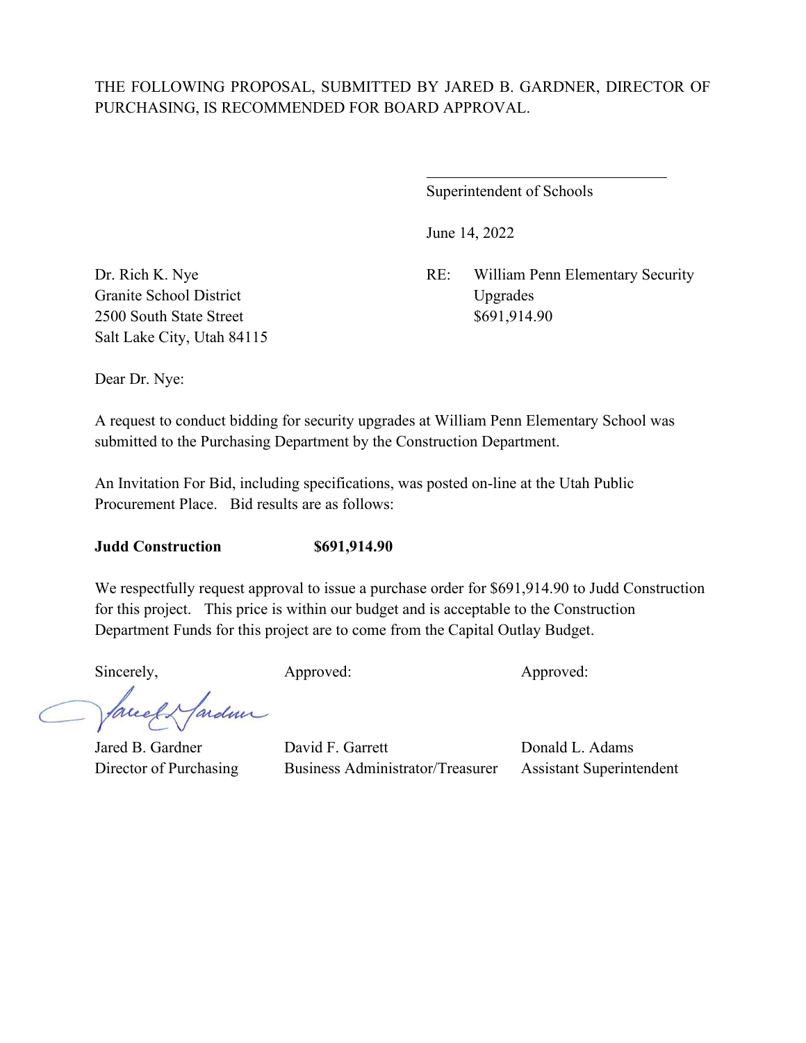THE FOLLOWING PROPOSAL, SUBMITTED BY JARED B. GARDNER, DIRECTOR OF PURCHASING, IS RECOMMENDED FOR BOARD APPROVAL.

\_\_\_\_\_\_\_\_\_\_\_\_\_\_\_\_\_\_\_\_\_\_\_\_\_\_\_\_\_\_
Superintendent of Schools

June 14, 2022

Dr. Rich K. Nye
Granite School District
2500 South State Street
Salt Lake City, Utah 84115

RE: William Penn Elementary Security Upgrades
$691,914.90

Dear Dr. Nye:

A request to conduct bidding for security upgrades at William Penn Elementary School was submitted to the Purchasing Department by the Construction Department.

An Invitation For Bid, including specifications, was posted on-line at the Utah Public Procurement Place. Bid results are as follows:

**Judd Construction $691,914.90**

We respectfully request approval to issue a purchase order for $691,914.90 to Judd Construction for this project. This price is within our budget and is acceptable to the Construction Department Funds for this project are to come from the Capital Outlay Budget.

| | | |
|---|---|---|
| Sincerely, | Approved: | Approved: |
| Jared B. Gardner | David F. Garrett | Donald L. Adams |
| Director of Purchasing | Business Administrator/Treasurer | Assistant Superintendent |